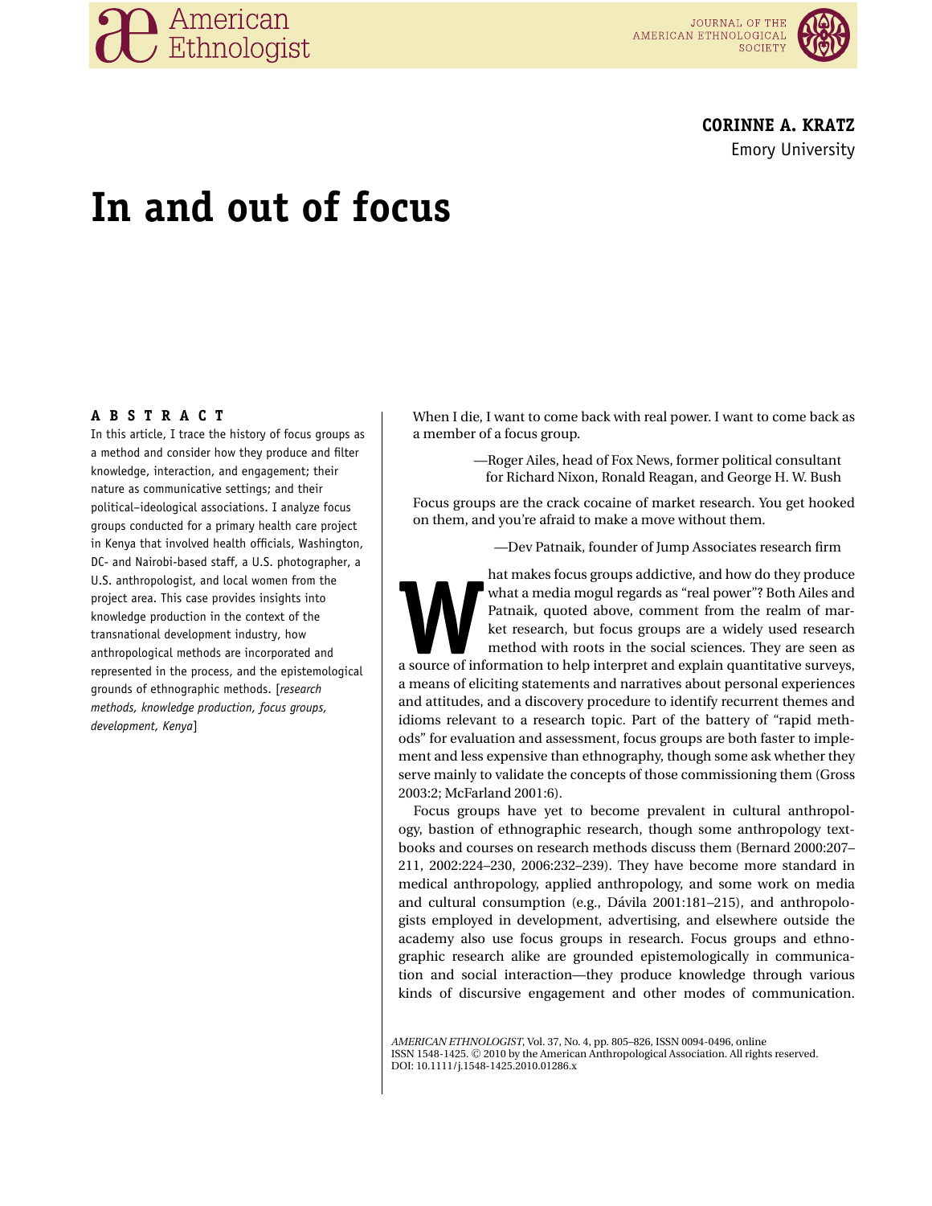CORINNE A. KRATZ
Emory University

# In and out of focus

**A B S T R A C T**

In this article, I trace the history of focus groups as a method and consider how they produce and filter knowledge, interaction, and engagement; their nature as communicative settings; and their political–ideological associations. I analyze focus groups conducted for a primary health care project in Kenya that involved health officials, Washington, DC- and Nairobi-based staff, a U.S. photographer, a U.S. anthropologist, and local women from the project area. This case provides insights into knowledge production in the context of the transnational development industry, how anthropological methods are incorporated and represented in the process, and the epistemological grounds of ethnographic methods. [*research methods, knowledge production, focus groups, development, Kenya*]

When I die, I want to come back with real power. I want to come back as a member of a focus group.

—Roger Ailes, head of Fox News, former political consultant for Richard Nixon, Ronald Reagan, and George H. W. Bush

Focus groups are the crack cocaine of market research. You get hooked on them, and you're afraid to make a move without them.

—Dev Patnaik, founder of Jump Associates research firm

What makes focus groups addictive, and how do they produce what a media mogul regards as "real power"? Both Ailes and Patnaik, quoted above, comment from the realm of market research, but focus groups are a widely used research method with roots in the social sciences. They are seen as a source of information to help interpret and explain quantitative surveys, a means of eliciting statements and narratives about personal experiences and attitudes, and a discovery procedure to identify recurrent themes and idioms relevant to a research topic. Part of the battery of "rapid methods" for evaluation and assessment, focus groups are both faster to implement and less expensive than ethnography, though some ask whether they serve mainly to validate the concepts of those commissioning them (Gross 2003:2; McFarland 2001:6).

Focus groups have yet to become prevalent in cultural anthropology, bastion of ethnographic research, though some anthropology textbooks and courses on research methods discuss them (Bernard 2000:207–211, 2002:224–230, 2006:232–239). They have become more standard in medical anthropology, applied anthropology, and some work on media and cultural consumption (e.g., Dávila 2001:181–215), and anthropologists employed in development, advertising, and elsewhere outside the academy also use focus groups in research. Focus groups and ethnographic research alike are grounded epistemologically in communication and social interaction—they produce knowledge through various kinds of discursive engagement and other modes of communication.

*AMERICAN ETHNOLOGIST*, Vol. 37, No. 4, pp. 805–826, ISSN 0094-0496, online ISSN 1548-1425. © 2010 by the American Anthropological Association. All rights reserved. DOI: 10.1111/j.1548-1425.2010.01286.x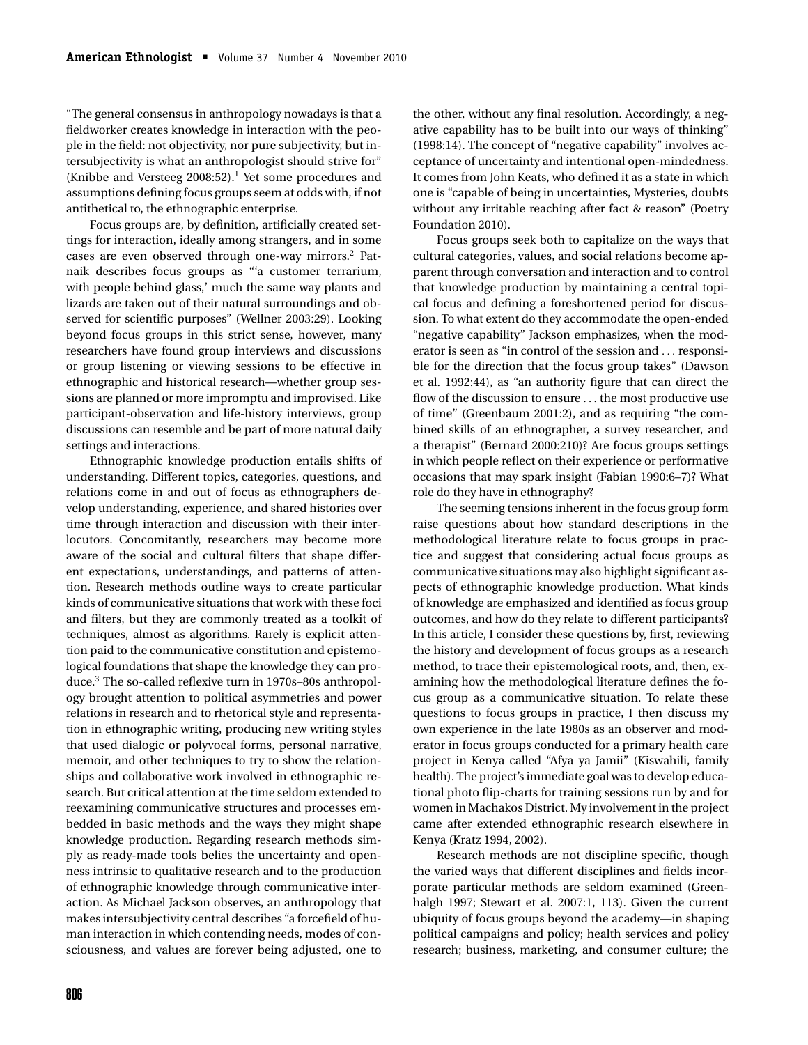"The general consensus in anthropology nowadays is that a fieldworker creates knowledge in interaction with the people in the field: not objectivity, nor pure subjectivity, but intersubjectivity is what an anthropologist should strive for" (Knibbe and Versteeg 2008:52).[1] Yet some procedures and assumptions defining focus groups seem at odds with, if not antithetical to, the ethnographic enterprise.

Focus groups are, by definition, artificially created settings for interaction, ideally among strangers, and in some cases are even observed through one-way mirrors.[2] Patnaik describes focus groups as "'a customer terrarium, with people behind glass,' much the same way plants and lizards are taken out of their natural surroundings and observed for scientific purposes" (Wellner 2003:29). Looking beyond focus groups in this strict sense, however, many researchers have found group interviews and discussions or group listening or viewing sessions to be effective in ethnographic and historical research—whether group sessions are planned or more impromptu and improvised. Like participant-observation and life-history interviews, group discussions can resemble and be part of more natural daily settings and interactions.

Ethnographic knowledge production entails shifts of understanding. Different topics, categories, questions, and relations come in and out of focus as ethnographers develop understanding, experience, and shared histories over time through interaction and discussion with their interlocutors. Concomitantly, researchers may become more aware of the social and cultural filters that shape different expectations, understandings, and patterns of attention. Research methods outline ways to create particular kinds of communicative situations that work with these foci and filters, but they are commonly treated as a toolkit of techniques, almost as algorithms. Rarely is explicit attention paid to the communicative constitution and epistemological foundations that shape the knowledge they can produce.[3] The so-called reflexive turn in 1970s–80s anthropology brought attention to political asymmetries and power relations in research and to rhetorical style and representation in ethnographic writing, producing new writing styles that used dialogic or polyvocal forms, personal narrative, memoir, and other techniques to try to show the relationships and collaborative work involved in ethnographic research. But critical attention at the time seldom extended to reexamining communicative structures and processes embedded in basic methods and the ways they might shape knowledge production. Regarding research methods simply as ready-made tools belies the uncertainty and openness intrinsic to qualitative research and to the production of ethnographic knowledge through communicative interaction. As Michael Jackson observes, an anthropology that makes intersubjectivity central describes "a forcefield of human interaction in which contending needs, modes of consciousness, and values are forever being adjusted, one to the other, without any final resolution. Accordingly, a negative capability has to be built into our ways of thinking" (1998:14). The concept of "negative capability" involves acceptance of uncertainty and intentional open-mindedness. It comes from John Keats, who defined it as a state in which one is "capable of being in uncertainties, Mysteries, doubts without any irritable reaching after fact & reason" (Poetry Foundation 2010).

Focus groups seek both to capitalize on the ways that cultural categories, values, and social relations become apparent through conversation and interaction and to control that knowledge production by maintaining a central topical focus and defining a foreshortened period for discussion. To what extent do they accommodate the open-ended "negative capability" Jackson emphasizes, when the moderator is seen as "in control of the session and . . . responsible for the direction that the focus group takes" (Dawson et al. 1992:44), as "an authority figure that can direct the flow of the discussion to ensure . . . the most productive use of time" (Greenbaum 2001:2), and as requiring "the combined skills of an ethnographer, a survey researcher, and a therapist" (Bernard 2000:210)? Are focus groups settings in which people reflect on their experience or performative occasions that may spark insight (Fabian 1990:6–7)? What role do they have in ethnography?

The seeming tensions inherent in the focus group form raise questions about how standard descriptions in the methodological literature relate to focus groups in practice and suggest that considering actual focus groups as communicative situations may also highlight significant aspects of ethnographic knowledge production. What kinds of knowledge are emphasized and identified as focus group outcomes, and how do they relate to different participants? In this article, I consider these questions by, first, reviewing the history and development of focus groups as a research method, to trace their epistemological roots, and, then, examining how the methodological literature defines the focus group as a communicative situation. To relate these questions to focus groups in practice, I then discuss my own experience in the late 1980s as an observer and moderator in focus groups conducted for a primary health care project in Kenya called "Afya ya Jamii" (Kiswahili, family health). The project's immediate goal was to develop educational photo flip-charts for training sessions run by and for women in Machakos District. My involvement in the project came after extended ethnographic research elsewhere in Kenya (Kratz 1994, 2002).

Research methods are not discipline specific, though the varied ways that different disciplines and fields incorporate particular methods are seldom examined (Greenhalgh 1997; Stewart et al. 2007:1, 113). Given the current ubiquity of focus groups beyond the academy—in shaping political campaigns and policy; health services and policy research; business, marketing, and consumer culture; the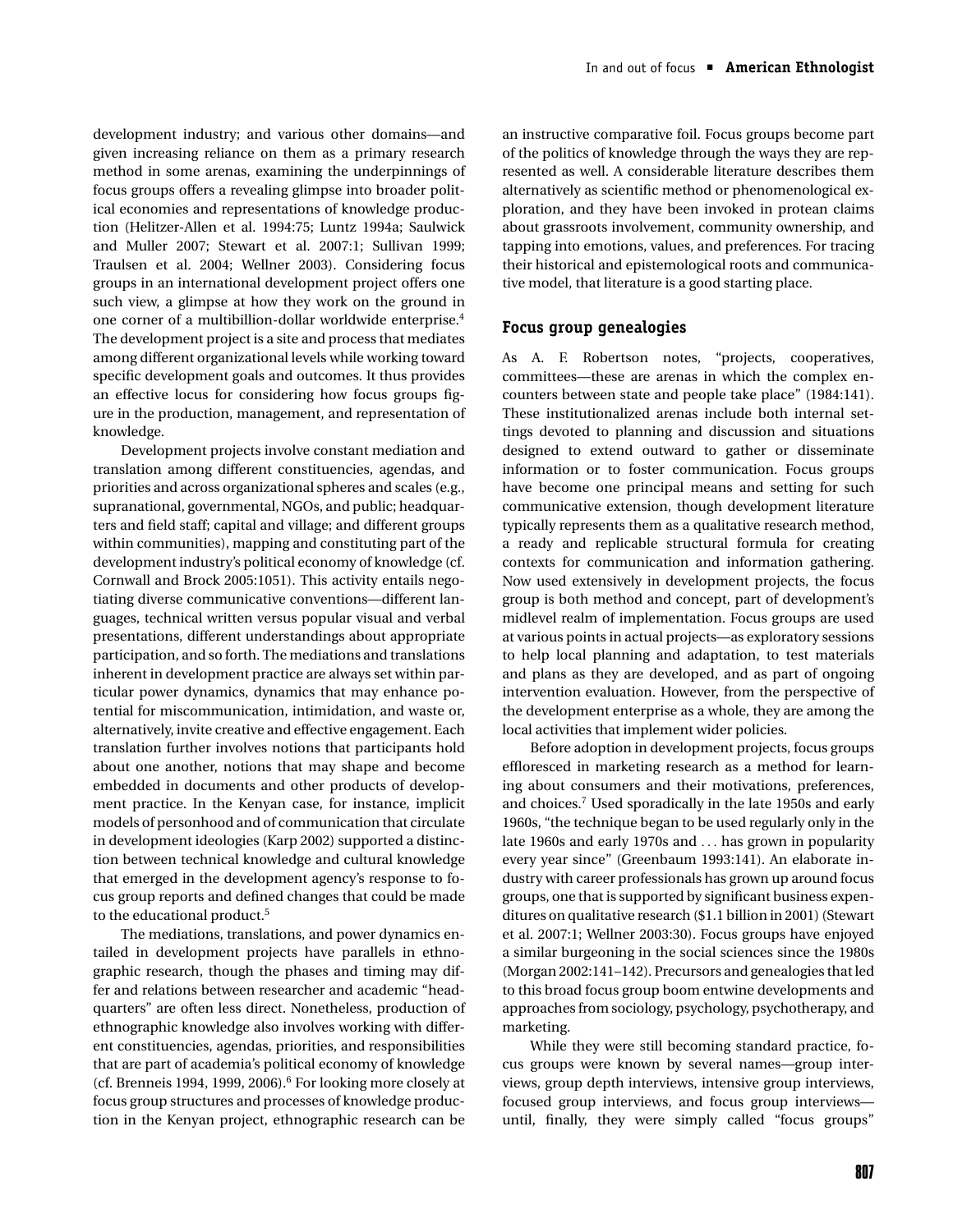development industry; and various other domains—and given increasing reliance on them as a primary research method in some arenas, examining the underpinnings of focus groups offers a revealing glimpse into broader political economies and representations of knowledge production (Helitzer-Allen et al. 1994:75; Luntz 1994a; Saulwick and Muller 2007; Stewart et al. 2007:1; Sullivan 1999; Traulsen et al. 2004; Wellner 2003). Considering focus groups in an international development project offers one such view, a glimpse at how they work on the ground in one corner of a multibillion-dollar worldwide enterprise.[4] The development project is a site and process that mediates among different organizational levels while working toward specific development goals and outcomes. It thus provides an effective locus for considering how focus groups figure in the production, management, and representation of knowledge.

Development projects involve constant mediation and translation among different constituencies, agendas, and priorities and across organizational spheres and scales (e.g., supranational, governmental, NGOs, and public; headquarters and field staff; capital and village; and different groups within communities), mapping and constituting part of the development industry's political economy of knowledge (cf. Cornwall and Brock 2005:1051). This activity entails negotiating diverse communicative conventions—different languages, technical written versus popular visual and verbal presentations, different understandings about appropriate participation, and so forth. The mediations and translations inherent in development practice are always set within particular power dynamics, dynamics that may enhance potential for miscommunication, intimidation, and waste or, alternatively, invite creative and effective engagement. Each translation further involves notions that participants hold about one another, notions that may shape and become embedded in documents and other products of development practice. In the Kenyan case, for instance, implicit models of personhood and of communication that circulate in development ideologies (Karp 2002) supported a distinction between technical knowledge and cultural knowledge that emerged in the development agency's response to focus group reports and defined changes that could be made to the educational product.[5]

The mediations, translations, and power dynamics entailed in development projects have parallels in ethnographic research, though the phases and timing may differ and relations between researcher and academic "headquarters" are often less direct. Nonetheless, production of ethnographic knowledge also involves working with different constituencies, agendas, priorities, and responsibilities that are part of academia's political economy of knowledge (cf. Brenneis 1994, 1999, 2006).[6] For looking more closely at focus group structures and processes of knowledge production in the Kenyan project, ethnographic research can be an instructive comparative foil. Focus groups become part of the politics of knowledge through the ways they are represented as well. A considerable literature describes them alternatively as scientific method or phenomenological exploration, and they have been invoked in protean claims about grassroots involvement, community ownership, and tapping into emotions, values, and preferences. For tracing their historical and epistemological roots and communicative model, that literature is a good starting place.

## Focus group genealogies

As A. F. Robertson notes, "projects, cooperatives, committees—these are arenas in which the complex encounters between state and people take place" (1984:141). These institutionalized arenas include both internal settings devoted to planning and discussion and situations designed to extend outward to gather or disseminate information or to foster communication. Focus groups have become one principal means and setting for such communicative extension, though development literature typically represents them as a qualitative research method, a ready and replicable structural formula for creating contexts for communication and information gathering. Now used extensively in development projects, the focus group is both method and concept, part of development's midlevel realm of implementation. Focus groups are used at various points in actual projects—as exploratory sessions to help local planning and adaptation, to test materials and plans as they are developed, and as part of ongoing intervention evaluation. However, from the perspective of the development enterprise as a whole, they are among the local activities that implement wider policies.

Before adoption in development projects, focus groups effloresced in marketing research as a method for learning about consumers and their motivations, preferences, and choices.[7] Used sporadically in the late 1950s and early 1960s, "the technique began to be used regularly only in the late 1960s and early 1970s and ... has grown in popularity every year since" (Greenbaum 1993:141). An elaborate industry with career professionals has grown up around focus groups, one that is supported by significant business expenditures on qualitative research ($1.1 billion in 2001) (Stewart et al. 2007:1; Wellner 2003:30). Focus groups have enjoyed a similar burgeoning in the social sciences since the 1980s (Morgan 2002:141–142). Precursors and genealogies that led to this broad focus group boom entwine developments and approaches from sociology, psychology, psychotherapy, and marketing.

While they were still becoming standard practice, focus groups were known by several names—group interviews, group depth interviews, intensive group interviews, focused group interviews, and focus group interviews—until, finally, they were simply called "focus groups"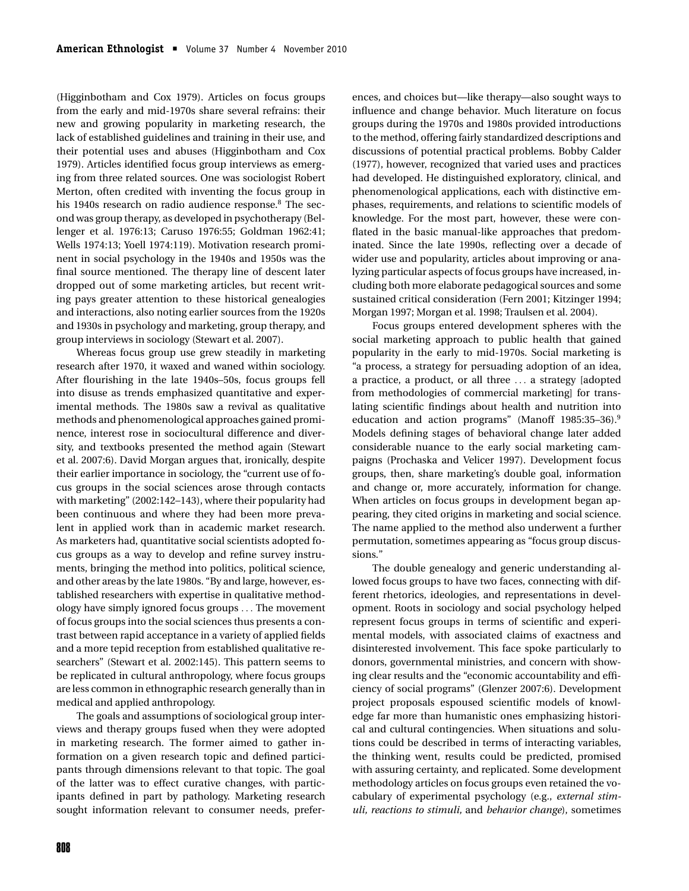(Higginbotham and Cox 1979). Articles on focus groups from the early and mid-1970s share several refrains: their new and growing popularity in marketing research, the lack of established guidelines and training in their use, and their potential uses and abuses (Higginbotham and Cox 1979). Articles identified focus group interviews as emerging from three related sources. One was sociologist Robert Merton, often credited with inventing the focus group in his 1940s research on radio audience response.[8] The second was group therapy, as developed in psychotherapy (Bellenger et al. 1976:13; Caruso 1976:55; Goldman 1962:41; Wells 1974:13; Yoell 1974:119). Motivation research prominent in social psychology in the 1940s and 1950s was the final source mentioned. The therapy line of descent later dropped out of some marketing articles, but recent writing pays greater attention to these historical genealogies and interactions, also noting earlier sources from the 1920s and 1930s in psychology and marketing, group therapy, and group interviews in sociology (Stewart et al. 2007).

Whereas focus group use grew steadily in marketing research after 1970, it waxed and waned within sociology. After flourishing in the late 1940s–50s, focus groups fell into disuse as trends emphasized quantitative and experimental methods. The 1980s saw a revival as qualitative methods and phenomenological approaches gained prominence, interest rose in sociocultural difference and diversity, and textbooks presented the method again (Stewart et al. 2007:6). David Morgan argues that, ironically, despite their earlier importance in sociology, the "current use of focus groups in the social sciences arose through contacts with marketing" (2002:142–143), where their popularity had been continuous and where they had been more prevalent in applied work than in academic market research. As marketers had, quantitative social scientists adopted focus groups as a way to develop and refine survey instruments, bringing the method into politics, political science, and other areas by the late 1980s. "By and large, however, established researchers with expertise in qualitative methodology have simply ignored focus groups . . . The movement of focus groups into the social sciences thus presents a contrast between rapid acceptance in a variety of applied fields and a more tepid reception from established qualitative researchers" (Stewart et al. 2002:145). This pattern seems to be replicated in cultural anthropology, where focus groups are less common in ethnographic research generally than in medical and applied anthropology.

The goals and assumptions of sociological group interviews and therapy groups fused when they were adopted in marketing research. The former aimed to gather information on a given research topic and defined participants through dimensions relevant to that topic. The goal of the latter was to effect curative changes, with participants defined in part by pathology. Marketing research sought information relevant to consumer needs, preferences, and choices but—like therapy—also sought ways to influence and change behavior. Much literature on focus groups during the 1970s and 1980s provided introductions to the method, offering fairly standardized descriptions and discussions of potential practical problems. Bobby Calder (1977), however, recognized that varied uses and practices had developed. He distinguished exploratory, clinical, and phenomenological applications, each with distinctive emphases, requirements, and relations to scientific models of knowledge. For the most part, however, these were conflated in the basic manual-like approaches that predominated. Since the late 1990s, reflecting over a decade of wider use and popularity, articles about improving or analyzing particular aspects of focus groups have increased, including both more elaborate pedagogical sources and some sustained critical consideration (Fern 2001; Kitzinger 1994; Morgan 1997; Morgan et al. 1998; Traulsen et al. 2004).

Focus groups entered development spheres with the social marketing approach to public health that gained popularity in the early to mid-1970s. Social marketing is "a process, a strategy for persuading adoption of an idea, a practice, a product, or all three . . . a strategy [adopted from methodologies of commercial marketing] for translating scientific findings about health and nutrition into education and action programs" (Manoff 1985:35–36).[9] Models defining stages of behavioral change later added considerable nuance to the early social marketing campaigns (Prochaska and Velicer 1997). Development focus groups, then, share marketing's double goal, information and change or, more accurately, information for change. When articles on focus groups in development began appearing, they cited origins in marketing and social science. The name applied to the method also underwent a further permutation, sometimes appearing as "focus group discussions."

The double genealogy and generic understanding allowed focus groups to have two faces, connecting with different rhetorics, ideologies, and representations in development. Roots in sociology and social psychology helped represent focus groups in terms of scientific and experimental models, with associated claims of exactness and disinterested involvement. This face spoke particularly to donors, governmental ministries, and concern with showing clear results and the "economic accountability and efficiency of social programs" (Glenzer 2007:6). Development project proposals espoused scientific models of knowledge far more than humanistic ones emphasizing historical and cultural contingencies. When situations and solutions could be described in terms of interacting variables, the thinking went, results could be predicted, promised with assuring certainty, and replicated. Some development methodology articles on focus groups even retained the vocabulary of experimental psychology (e.g., *external stimuli, reactions to stimuli,* and *behavior change*), sometimes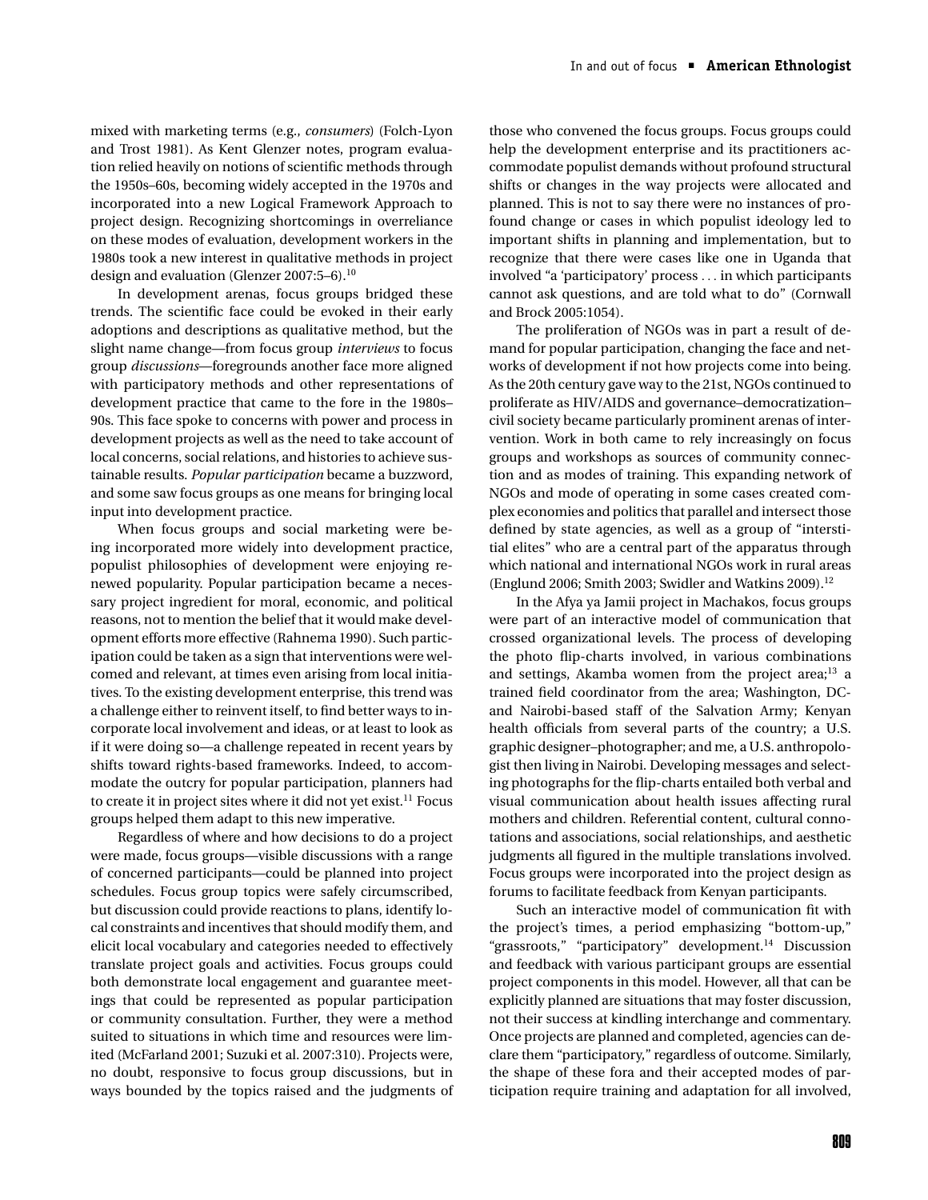mixed with marketing terms (e.g., *consumers*) (Folch-Lyon and Trost 1981). As Kent Glenzer notes, program evaluation relied heavily on notions of scientific methods through the 1950s–60s, becoming widely accepted in the 1970s and incorporated into a new Logical Framework Approach to project design. Recognizing shortcomings in overreliance on these modes of evaluation, development workers in the 1980s took a new interest in qualitative methods in project design and evaluation (Glenzer 2007:5–6).[10]

In development arenas, focus groups bridged these trends. The scientific face could be evoked in their early adoptions and descriptions as qualitative method, but the slight name change—from focus group *interviews* to focus group *discussions*—foregrounds another face more aligned with participatory methods and other representations of development practice that came to the fore in the 1980s–90s. This face spoke to concerns with power and process in development projects as well as the need to take account of local concerns, social relations, and histories to achieve sustainable results. *Popular participation* became a buzzword, and some saw focus groups as one means for bringing local input into development practice.

When focus groups and social marketing were being incorporated more widely into development practice, populist philosophies of development were enjoying renewed popularity. Popular participation became a necessary project ingredient for moral, economic, and political reasons, not to mention the belief that it would make development efforts more effective (Rahnema 1990). Such participation could be taken as a sign that interventions were welcomed and relevant, at times even arising from local initiatives. To the existing development enterprise, this trend was a challenge either to reinvent itself, to find better ways to incorporate local involvement and ideas, or at least to look as if it were doing so—a challenge repeated in recent years by shifts toward rights-based frameworks. Indeed, to accommodate the outcry for popular participation, planners had to create it in project sites where it did not yet exist.[11] Focus groups helped them adapt to this new imperative.

Regardless of where and how decisions to do a project were made, focus groups—visible discussions with a range of concerned participants—could be planned into project schedules. Focus group topics were safely circumscribed, but discussion could provide reactions to plans, identify local constraints and incentives that should modify them, and elicit local vocabulary and categories needed to effectively translate project goals and activities. Focus groups could both demonstrate local engagement and guarantee meetings that could be represented as popular participation or community consultation. Further, they were a method suited to situations in which time and resources were limited (McFarland 2001; Suzuki et al. 2007:310). Projects were, no doubt, responsive to focus group discussions, but in ways bounded by the topics raised and the judgments of those who convened the focus groups. Focus groups could help the development enterprise and its practitioners accommodate populist demands without profound structural shifts or changes in the way projects were allocated and planned. This is not to say there were no instances of profound change or cases in which populist ideology led to important shifts in planning and implementation, but to recognize that there were cases like one in Uganda that involved "a 'participatory' process . . . in which participants cannot ask questions, and are told what to do" (Cornwall and Brock 2005:1054).

The proliferation of NGOs was in part a result of demand for popular participation, changing the face and networks of development if not how projects come into being. As the 20th century gave way to the 21st, NGOs continued to proliferate as HIV/AIDS and governance–democratization–civil society became particularly prominent arenas of intervention. Work in both came to rely increasingly on focus groups and workshops as sources of community connection and as modes of training. This expanding network of NGOs and mode of operating in some cases created complex economies and politics that parallel and intersect those defined by state agencies, as well as a group of "interstitial elites" who are a central part of the apparatus through which national and international NGOs work in rural areas (Englund 2006; Smith 2003; Swidler and Watkins 2009).[12]

In the Afya ya Jamii project in Machakos, focus groups were part of an interactive model of communication that crossed organizational levels. The process of developing the photo flip-charts involved, in various combinations and settings, Akamba women from the project area;[13] a trained field coordinator from the area; Washington, DC- and Nairobi-based staff of the Salvation Army; Kenyan health officials from several parts of the country; a U.S. graphic designer–photographer; and me, a U.S. anthropologist then living in Nairobi. Developing messages and selecting photographs for the flip-charts entailed both verbal and visual communication about health issues affecting rural mothers and children. Referential content, cultural connotations and associations, social relationships, and aesthetic judgments all figured in the multiple translations involved. Focus groups were incorporated into the project design as forums to facilitate feedback from Kenyan participants.

Such an interactive model of communication fit with the project's times, a period emphasizing "bottom-up," "grassroots," "participatory" development.[14] Discussion and feedback with various participant groups are essential project components in this model. However, all that can be explicitly planned are situations that may foster discussion, not their success at kindling interchange and commentary. Once projects are planned and completed, agencies can declare them "participatory," regardless of outcome. Similarly, the shape of these fora and their accepted modes of participation require training and adaptation for all involved,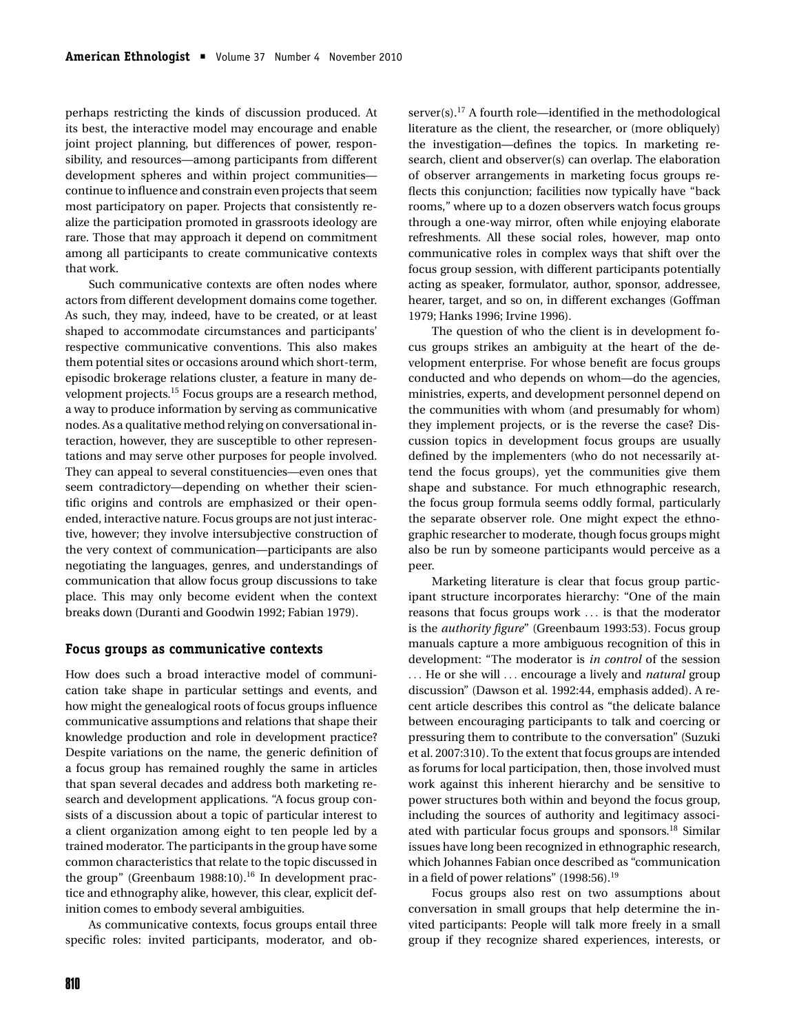perhaps restricting the kinds of discussion produced. At its best, the interactive model may encourage and enable joint project planning, but differences of power, responsibility, and resources—among participants from different development spheres and within project communities—continue to influence and constrain even projects that seem most participatory on paper. Projects that consistently realize the participation promoted in grassroots ideology are rare. Those that may approach it depend on commitment among all participants to create communicative contexts that work.

Such communicative contexts are often nodes where actors from different development domains come together. As such, they may, indeed, have to be created, or at least shaped to accommodate circumstances and participants' respective communicative conventions. This also makes them potential sites or occasions around which short-term, episodic brokerage relations cluster, a feature in many development projects.[15] Focus groups are a research method, a way to produce information by serving as communicative nodes. As a qualitative method relying on conversational interaction, however, they are susceptible to other representations and may serve other purposes for people involved. They can appeal to several constituencies—even ones that seem contradictory—depending on whether their scientific origins and controls are emphasized or their open-ended, interactive nature. Focus groups are not just interactive, however; they involve intersubjective construction of the very context of communication—participants are also negotiating the languages, genres, and understandings of communication that allow focus group discussions to take place. This may only become evident when the context breaks down (Duranti and Goodwin 1992; Fabian 1979).

## Focus groups as communicative contexts

How does such a broad interactive model of communication take shape in particular settings and events, and how might the genealogical roots of focus groups influence communicative assumptions and relations that shape their knowledge production and role in development practice? Despite variations on the name, the generic definition of a focus group has remained roughly the same in articles that span several decades and address both marketing research and development applications. "A focus group consists of a discussion about a topic of particular interest to a client organization among eight to ten people led by a trained moderator. The participants in the group have some common characteristics that relate to the topic discussed in the group" (Greenbaum 1988:10).[16] In development practice and ethnography alike, however, this clear, explicit definition comes to embody several ambiguities.

As communicative contexts, focus groups entail three specific roles: invited participants, moderator, and observer(s).[17] A fourth role—identified in the methodological literature as the client, the researcher, or (more obliquely) the investigation—defines the topics. In marketing research, client and observer(s) can overlap. The elaboration of observer arrangements in marketing focus groups reflects this conjunction; facilities now typically have "back rooms," where up to a dozen observers watch focus groups through a one-way mirror, often while enjoying elaborate refreshments. All these social roles, however, map onto communicative roles in complex ways that shift over the focus group session, with different participants potentially acting as speaker, formulator, author, sponsor, addressee, hearer, target, and so on, in different exchanges (Goffman 1979; Hanks 1996; Irvine 1996).

The question of who the client is in development focus groups strikes an ambiguity at the heart of the development enterprise. For whose benefit are focus groups conducted and who depends on whom—do the agencies, ministries, experts, and development personnel depend on the communities with whom (and presumably for whom) they implement projects, or is the reverse the case? Discussion topics in development focus groups are usually defined by the implementers (who do not necessarily attend the focus groups), yet the communities give them shape and substance. For much ethnographic research, the focus group formula seems oddly formal, particularly the separate observer role. One might expect the ethnographic researcher to moderate, though focus groups might also be run by someone participants would perceive as a peer.

Marketing literature is clear that focus group participant structure incorporates hierarchy: "One of the main reasons that focus groups work ... is that the moderator is the *authority figure*" (Greenbaum 1993:53). Focus group manuals capture a more ambiguous recognition of this in development: "The moderator is *in control* of the session ... He or she will ... encourage a lively and *natural* group discussion" (Dawson et al. 1992:44, emphasis added). A recent article describes this control as "the delicate balance between encouraging participants to talk and coercing or pressuring them to contribute to the conversation" (Suzuki et al. 2007:310). To the extent that focus groups are intended as forums for local participation, then, those involved must work against this inherent hierarchy and be sensitive to power structures both within and beyond the focus group, including the sources of authority and legitimacy associated with particular focus groups and sponsors.[18] Similar issues have long been recognized in ethnographic research, which Johannes Fabian once described as "communication in a field of power relations" (1998:56).[19]

Focus groups also rest on two assumptions about conversation in small groups that help determine the invited participants: People will talk more freely in a small group if they recognize shared experiences, interests, or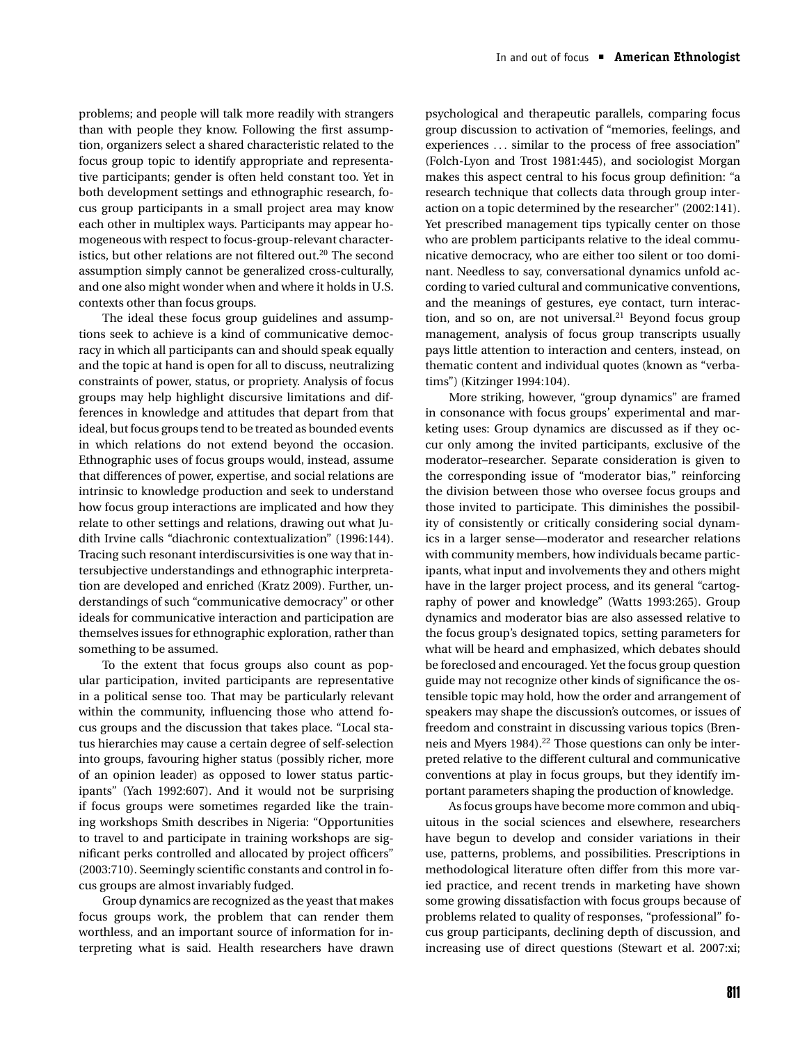problems; and people will talk more readily with strangers than with people they know. Following the first assumption, organizers select a shared characteristic related to the focus group topic to identify appropriate and representative participants; gender is often held constant too. Yet in both development settings and ethnographic research, focus group participants in a small project area may know each other in multiplex ways. Participants may appear homogeneous with respect to focus-group-relevant characteristics, but other relations are not filtered out.[20] The second assumption simply cannot be generalized cross-culturally, and one also might wonder when and where it holds in U.S. contexts other than focus groups.

The ideal these focus group guidelines and assumptions seek to achieve is a kind of communicative democracy in which all participants can and should speak equally and the topic at hand is open for all to discuss, neutralizing constraints of power, status, or propriety. Analysis of focus groups may help highlight discursive limitations and differences in knowledge and attitudes that depart from that ideal, but focus groups tend to be treated as bounded events in which relations do not extend beyond the occasion. Ethnographic uses of focus groups would, instead, assume that differences of power, expertise, and social relations are intrinsic to knowledge production and seek to understand how focus group interactions are implicated and how they relate to other settings and relations, drawing out what Judith Irvine calls "diachronic contextualization" (1996:144). Tracing such resonant interdiscursivities is one way that intersubjective understandings and ethnographic interpretation are developed and enriched (Kratz 2009). Further, understandings of such "communicative democracy" or other ideals for communicative interaction and participation are themselves issues for ethnographic exploration, rather than something to be assumed.

To the extent that focus groups also count as popular participation, invited participants are representative in a political sense too. That may be particularly relevant within the community, influencing those who attend focus groups and the discussion that takes place. "Local status hierarchies may cause a certain degree of self-selection into groups, favouring higher status (possibly richer, more of an opinion leader) as opposed to lower status participants" (Yach 1992:607). And it would not be surprising if focus groups were sometimes regarded like the training workshops Smith describes in Nigeria: "Opportunities to travel to and participate in training workshops are significant perks controlled and allocated by project officers" (2003:710). Seemingly scientific constants and control in focus groups are almost invariably fudged.

Group dynamics are recognized as the yeast that makes focus groups work, the problem that can render them worthless, and an important source of information for interpreting what is said. Health researchers have drawn psychological and therapeutic parallels, comparing focus group discussion to activation of "memories, feelings, and experiences . . . similar to the process of free association" (Folch-Lyon and Trost 1981:445), and sociologist Morgan makes this aspect central to his focus group definition: "a research technique that collects data through group interaction on a topic determined by the researcher" (2002:141). Yet prescribed management tips typically center on those who are problem participants relative to the ideal communicative democracy, who are either too silent or too dominant. Needless to say, conversational dynamics unfold according to varied cultural and communicative conventions, and the meanings of gestures, eye contact, turn interaction, and so on, are not universal.[21] Beyond focus group management, analysis of focus group transcripts usually pays little attention to interaction and centers, instead, on thematic content and individual quotes (known as "verbatims") (Kitzinger 1994:104).

More striking, however, "group dynamics" are framed in consonance with focus groups' experimental and marketing uses: Group dynamics are discussed as if they occur only among the invited participants, exclusive of the moderator–researcher. Separate consideration is given to the corresponding issue of "moderator bias," reinforcing the division between those who oversee focus groups and those invited to participate. This diminishes the possibility of consistently or critically considering social dynamics in a larger sense—moderator and researcher relations with community members, how individuals became participants, what input and involvements they and others might have in the larger project process, and its general "cartography of power and knowledge" (Watts 1993:265). Group dynamics and moderator bias are also assessed relative to the focus group's designated topics, setting parameters for what will be heard and emphasized, which debates should be foreclosed and encouraged. Yet the focus group question guide may not recognize other kinds of significance the ostensible topic may hold, how the order and arrangement of speakers may shape the discussion's outcomes, or issues of freedom and constraint in discussing various topics (Brenneis and Myers 1984).[22] Those questions can only be interpreted relative to the different cultural and communicative conventions at play in focus groups, but they identify important parameters shaping the production of knowledge.

As focus groups have become more common and ubiquitous in the social sciences and elsewhere, researchers have begun to develop and consider variations in their use, patterns, problems, and possibilities. Prescriptions in methodological literature often differ from this more varied practice, and recent trends in marketing have shown some growing dissatisfaction with focus groups because of problems related to quality of responses, "professional" focus group participants, declining depth of discussion, and increasing use of direct questions (Stewart et al. 2007:xi;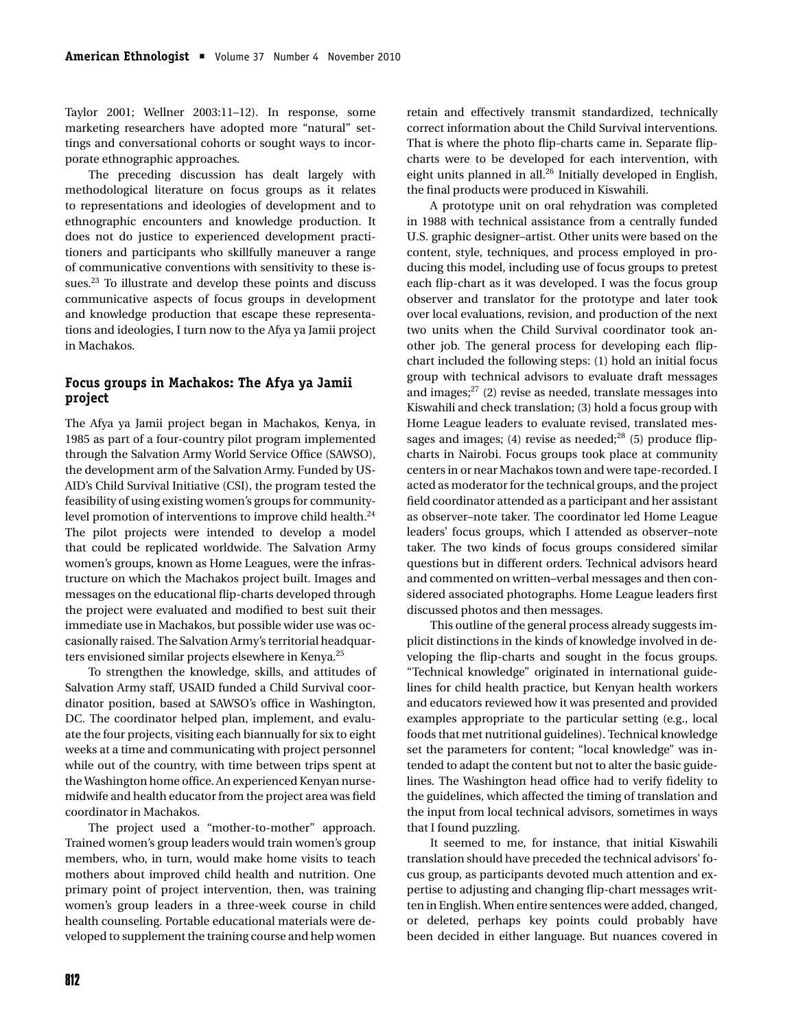Taylor 2001; Wellner 2003:11–12). In response, some marketing researchers have adopted more "natural" settings and conversational cohorts or sought ways to incorporate ethnographic approaches.

The preceding discussion has dealt largely with methodological literature on focus groups as it relates to representations and ideologies of development and to ethnographic encounters and knowledge production. It does not do justice to experienced development practitioners and participants who skillfully maneuver a range of communicative conventions with sensitivity to these issues.[23] To illustrate and develop these points and discuss communicative aspects of focus groups in development and knowledge production that escape these representations and ideologies, I turn now to the Afya ya Jamii project in Machakos.

## Focus groups in Machakos: The Afya ya Jamii project

The Afya ya Jamii project began in Machakos, Kenya, in 1985 as part of a four-country pilot program implemented through the Salvation Army World Service Office (SAWSO), the development arm of the Salvation Army. Funded by USAID's Child Survival Initiative (CSI), the program tested the feasibility of using existing women's groups for community-level promotion of interventions to improve child health.[24] The pilot projects were intended to develop a model that could be replicated worldwide. The Salvation Army women's groups, known as Home Leagues, were the infrastructure on which the Machakos project built. Images and messages on the educational flip-charts developed through the project were evaluated and modified to best suit their immediate use in Machakos, but possible wider use was occasionally raised. The Salvation Army's territorial headquarters envisioned similar projects elsewhere in Kenya.[25]

To strengthen the knowledge, skills, and attitudes of Salvation Army staff, USAID funded a Child Survival coordinator position, based at SAWSO's office in Washington, DC. The coordinator helped plan, implement, and evaluate the four projects, visiting each biannually for six to eight weeks at a time and communicating with project personnel while out of the country, with time between trips spent at the Washington home office. An experienced Kenyan nurse-midwife and health educator from the project area was field coordinator in Machakos.

The project used a "mother-to-mother" approach. Trained women's group leaders would train women's group members, who, in turn, would make home visits to teach mothers about improved child health and nutrition. One primary point of project intervention, then, was training women's group leaders in a three-week course in child health counseling. Portable educational materials were developed to supplement the training course and help women retain and effectively transmit standardized, technically correct information about the Child Survival interventions. That is where the photo flip-charts came in. Separate flip-charts were to be developed for each intervention, with eight units planned in all.[26] Initially developed in English, the final products were produced in Kiswahili.

A prototype unit on oral rehydration was completed in 1988 with technical assistance from a centrally funded U.S. graphic designer–artist. Other units were based on the content, style, techniques, and process employed in producing this model, including use of focus groups to pretest each flip-chart as it was developed. I was the focus group observer and translator for the prototype and later took over local evaluations, revision, and production of the next two units when the Child Survival coordinator took another job. The general process for developing each flip-chart included the following steps: (1) hold an initial focus group with technical advisors to evaluate draft messages and images;[27] (2) revise as needed, translate messages into Kiswahili and check translation; (3) hold a focus group with Home League leaders to evaluate revised, translated messages and images; (4) revise as needed;[28] (5) produce flip-charts in Nairobi. Focus groups took place at community centers in or near Machakos town and were tape-recorded. I acted as moderator for the technical groups, and the project field coordinator attended as a participant and her assistant as observer–note taker. The coordinator led Home League leaders' focus groups, which I attended as observer–note taker. The two kinds of focus groups considered similar questions but in different orders. Technical advisors heard and commented on written–verbal messages and then considered associated photographs. Home League leaders first discussed photos and then messages.

This outline of the general process already suggests implicit distinctions in the kinds of knowledge involved in developing the flip-charts and sought in the focus groups. "Technical knowledge" originated in international guidelines for child health practice, but Kenyan health workers and educators reviewed how it was presented and provided examples appropriate to the particular setting (e.g., local foods that met nutritional guidelines). Technical knowledge set the parameters for content; "local knowledge" was intended to adapt the content but not to alter the basic guidelines. The Washington head office had to verify fidelity to the guidelines, which affected the timing of translation and the input from local technical advisors, sometimes in ways that I found puzzling.

It seemed to me, for instance, that initial Kiswahili translation should have preceded the technical advisors' focus group, as participants devoted much attention and expertise to adjusting and changing flip-chart messages written in English. When entire sentences were added, changed, or deleted, perhaps key points could probably have been decided in either language. But nuances covered in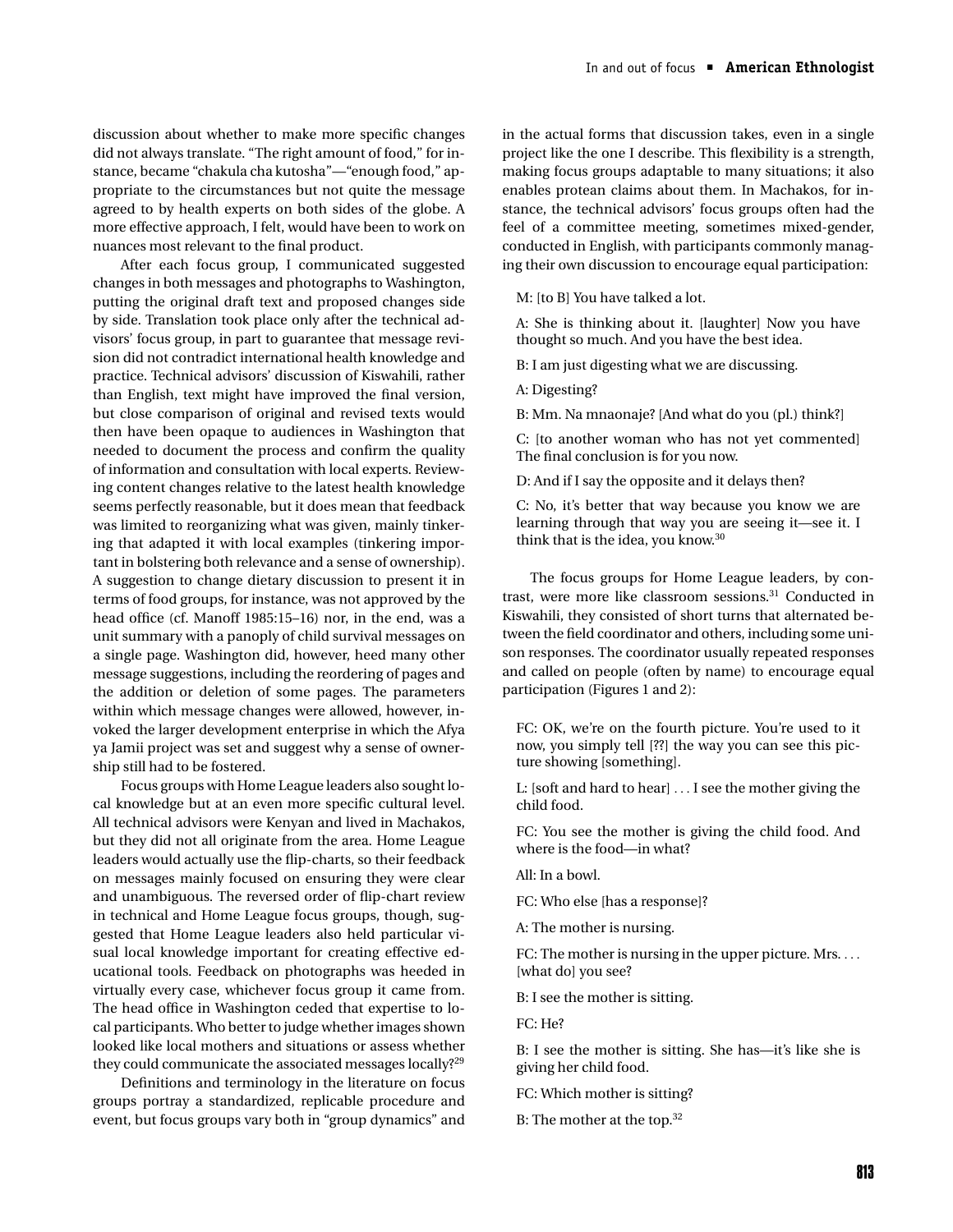discussion about whether to make more specific changes did not always translate. "The right amount of food," for instance, became "chakula cha kutosha"—"enough food," appropriate to the circumstances but not quite the message agreed to by health experts on both sides of the globe. A more effective approach, I felt, would have been to work on nuances most relevant to the final product.

After each focus group, I communicated suggested changes in both messages and photographs to Washington, putting the original draft text and proposed changes side by side. Translation took place only after the technical advisors' focus group, in part to guarantee that message revision did not contradict international health knowledge and practice. Technical advisors' discussion of Kiswahili, rather than English, text might have improved the final version, but close comparison of original and revised texts would then have been opaque to audiences in Washington that needed to document the process and confirm the quality of information and consultation with local experts. Reviewing content changes relative to the latest health knowledge seems perfectly reasonable, but it does mean that feedback was limited to reorganizing what was given, mainly tinkering that adapted it with local examples (tinkering important in bolstering both relevance and a sense of ownership). A suggestion to change dietary discussion to present it in terms of food groups, for instance, was not approved by the head office (cf. Manoff 1985:15–16) nor, in the end, was a unit summary with a panoply of child survival messages on a single page. Washington did, however, heed many other message suggestions, including the reordering of pages and the addition or deletion of some pages. The parameters within which message changes were allowed, however, invoked the larger development enterprise in which the Afya ya Jamii project was set and suggest why a sense of ownership still had to be fostered.

Focus groups with Home League leaders also sought local knowledge but at an even more specific cultural level. All technical advisors were Kenyan and lived in Machakos, but they did not all originate from the area. Home League leaders would actually use the flip-charts, so their feedback on messages mainly focused on ensuring they were clear and unambiguous. The reversed order of flip-chart review in technical and Home League focus groups, though, suggested that Home League leaders also held particular visual local knowledge important for creating effective educational tools. Feedback on photographs was heeded in virtually every case, whichever focus group it came from. The head office in Washington ceded that expertise to local participants. Who better to judge whether images shown looked like local mothers and situations or assess whether they could communicate the associated messages locally?[29]

Definitions and terminology in the literature on focus groups portray a standardized, replicable procedure and event, but focus groups vary both in "group dynamics" and in the actual forms that discussion takes, even in a single project like the one I describe. This flexibility is a strength, making focus groups adaptable to many situations; it also enables protean claims about them. In Machakos, for instance, the technical advisors' focus groups often had the feel of a committee meeting, sometimes mixed-gender, conducted in English, with participants commonly managing their own discussion to encourage equal participation:

> M: [to B] You have talked a lot.
>
> A: She is thinking about it. [laughter] Now you have thought so much. And you have the best idea.
>
> B: I am just digesting what we are discussing.
>
> A: Digesting?
>
> B: Mm. Na mnaonaje? [And what do you (pl.) think?]
>
> C: [to another woman who has not yet commented] The final conclusion is for you now.
>
> D: And if I say the opposite and it delays then?
>
> C: No, it's better that way because you know we are learning through that way you are seeing it—see it. I think that is the idea, you know.[30]

The focus groups for Home League leaders, by contrast, were more like classroom sessions.[31] Conducted in Kiswahili, they consisted of short turns that alternated between the field coordinator and others, including some unison responses. The coordinator usually repeated responses and called on people (often by name) to encourage equal participation (Figures 1 and 2):

> FC: OK, we're on the fourth picture. You're used to it now, you simply tell [??] the way you can see this picture showing [something].
>
> L: [soft and hard to hear] . . . I see the mother giving the child food.
>
> FC: You see the mother is giving the child food. And where is the food—in what?
>
> All: In a bowl.
>
> FC: Who else [has a response]?
>
> A: The mother is nursing.
>
> FC: The mother is nursing in the upper picture. Mrs. . . . [what do] you see?
>
> B: I see the mother is sitting.
>
> FC: He?
>
> B: I see the mother is sitting. She has—it's like she is giving her child food.
>
> FC: Which mother is sitting?
>
> B: The mother at the top.[32]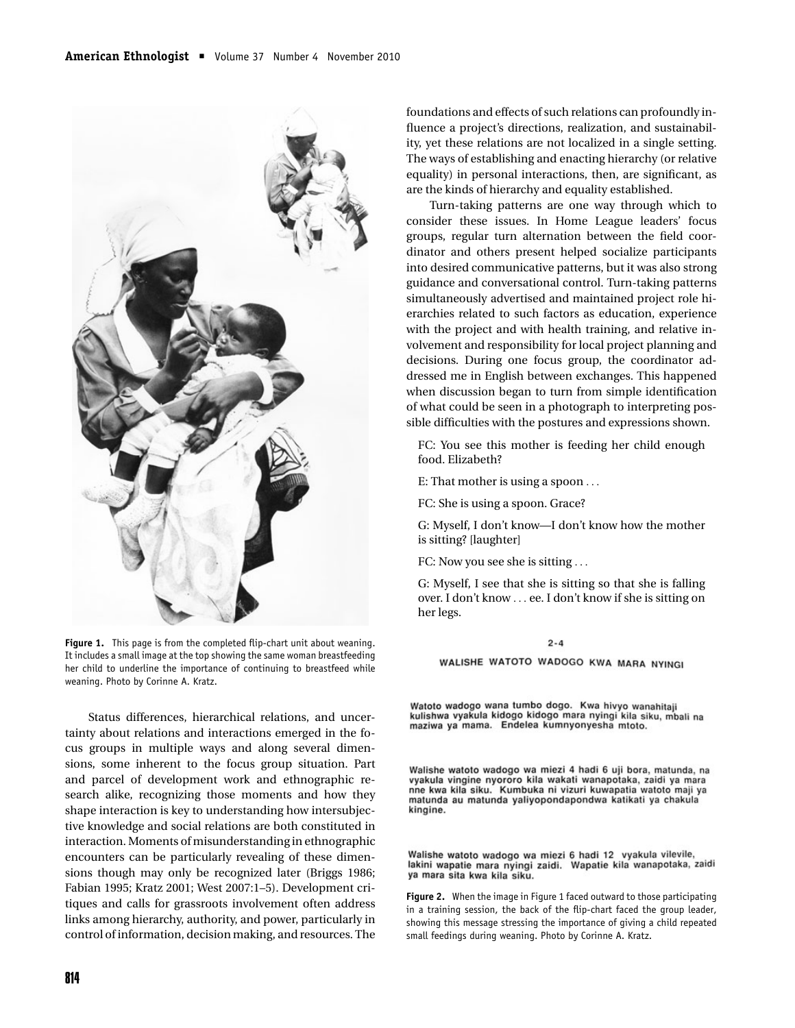Figure 1. This page is from the completed flip-chart unit about weaning. It includes a small image at the top showing the same woman breastfeeding her child to underline the importance of continuing to breastfeed while weaning. Photo by Corinne A. Kratz.

Status differences, hierarchical relations, and uncertainty about relations and interactions emerged in the focus groups in multiple ways and along several dimensions, some inherent to the focus group situation. Part and parcel of development work and ethnographic research alike, recognizing those moments and how they shape interaction is key to understanding how intersubjective knowledge and social relations are both constituted in interaction. Moments of misunderstanding in ethnographic encounters can be particularly revealing of these dimensions though may only be recognized later (Briggs 1986; Fabian 1995; Kratz 2001; West 2007:1–5). Development critiques and calls for grassroots involvement often address links among hierarchy, authority, and power, particularly in control of information, decision making, and resources. The foundations and effects of such relations can profoundly influence a project's directions, realization, and sustainability, yet these relations are not localized in a single setting. The ways of establishing and enacting hierarchy (or relative equality) in personal interactions, then, are significant, as are the kinds of hierarchy and equality established.

Turn-taking patterns are one way through which to consider these issues. In Home League leaders' focus groups, regular turn alternation between the field coordinator and others present helped socialize participants into desired communicative patterns, but it was also strong guidance and conversational control. Turn-taking patterns simultaneously advertised and maintained project role hierarchies related to such factors as education, experience with the project and with health training, and relative involvement and responsibility for local project planning and decisions. During one focus group, the coordinator addressed me in English between exchanges. This happened when discussion began to turn from simple identification of what could be seen in a photograph to interpreting possible difficulties with the postures and expressions shown.

> FC: You see this mother is feeding her child enough food. Elizabeth?
>
> E: That mother is using a spoon . . .
>
> FC: She is using a spoon. Grace?
>
> G: Myself, I don't know—I don't know how the mother is sitting? [laughter]
>
> FC: Now you see she is sitting . . .
>
> G: Myself, I see that she is sitting so that she is falling over. I don't know . . . ee. I don't know if she is sitting on her legs.

2-4

WALISHE WATOTO WADOGO KWA MARA NYINGI

Watoto wadogo wana tumbo dogo. Kwa hivyo wanahitaji kulishwa vyakula kidogo kidogo mara nyingi kila siku, mbali na maziwa ya mama. Endelea kumnyonyesha mtoto.

Walishe watoto wadogo wa miezi 4 hadi 6 uji bora, matunda, na vyakula vingine nyororo kila wakati wanapotaka, zaidi ya mara nne kwa kila siku. Kumbuka ni vizuri kuwapatia watoto maji ya matunda au matunda yaliyopondapondwa katikati ya chakula kingine.

Walishe watoto wadogo wa miezi 6 hadi 12 vyakula vilevile, lakini wapatie mara nyingi zaidi. Wapatie kila wanapotaka, zaidi ya mara sita kwa kila siku.

Figure 2. When the image in Figure 1 faced outward to those participating in a training session, the back of the flip-chart faced the group leader, showing this message stressing the importance of giving a child repeated small feedings during weaning. Photo by Corinne A. Kratz.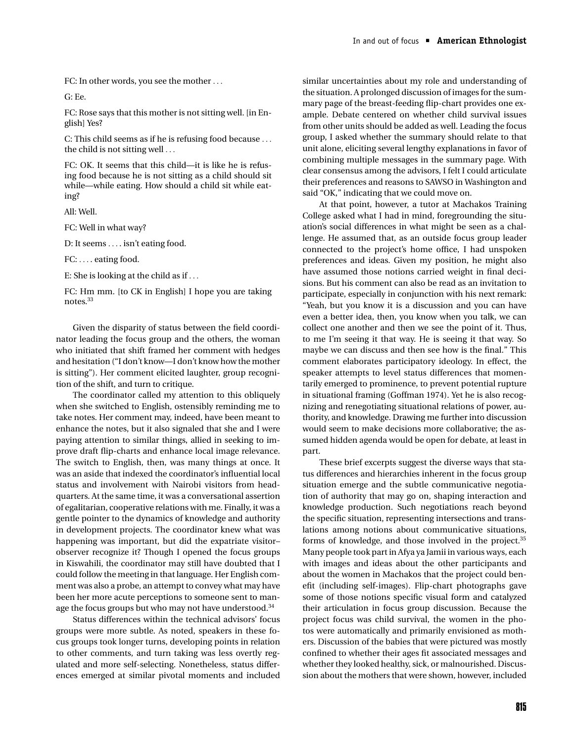FC: In other words, you see the mother . . .

G: Ee.

FC: Rose says that this mother is not sitting well. [in English] Yes?

C: This child seems as if he is refusing food because . . . the child is not sitting well . . .

FC: OK. It seems that this child—it is like he is refusing food because he is not sitting as a child should sit while—while eating. How should a child sit while eating?

All: Well.

FC: Well in what way?

D: It seems . . . . isn't eating food.

FC: . . . . eating food.

E: She is looking at the child as if . . .

FC: Hm mm. [to CK in English] I hope you are taking notes.[33]

Given the disparity of status between the field coordinator leading the focus group and the others, the woman who initiated that shift framed her comment with hedges and hesitation ("I don't know—I don't know how the mother is sitting"). Her comment elicited laughter, group recognition of the shift, and turn to critique.

The coordinator called my attention to this obliquely when she switched to English, ostensibly reminding me to take notes. Her comment may, indeed, have been meant to enhance the notes, but it also signaled that she and I were paying attention to similar things, allied in seeking to improve draft flip-charts and enhance local image relevance. The switch to English, then, was many things at once. It was an aside that indexed the coordinator's influential local status and involvement with Nairobi visitors from headquarters. At the same time, it was a conversational assertion of egalitarian, cooperative relations with me. Finally, it was a gentle pointer to the dynamics of knowledge and authority in development projects. The coordinator knew what was happening was important, but did the expatriate visitor–observer recognize it? Though I opened the focus groups in Kiswahili, the coordinator may still have doubted that I could follow the meeting in that language. Her English comment was also a probe, an attempt to convey what may have been her more acute perceptions to someone sent to manage the focus groups but who may not have understood.[34]

Status differences within the technical advisors' focus groups were more subtle. As noted, speakers in these focus groups took longer turns, developing points in relation to other comments, and turn taking was less overtly regulated and more self-selecting. Nonetheless, status differences emerged at similar pivotal moments and included similar uncertainties about my role and understanding of the situation. A prolonged discussion of images for the summary page of the breast-feeding flip-chart provides one example. Debate centered on whether child survival issues from other units should be added as well. Leading the focus group, I asked whether the summary should relate to that unit alone, eliciting several lengthy explanations in favor of combining multiple messages in the summary page. With clear consensus among the advisors, I felt I could articulate their preferences and reasons to SAWSO in Washington and said "OK," indicating that we could move on.

At that point, however, a tutor at Machakos Training College asked what I had in mind, foregrounding the situation's social differences in what might be seen as a challenge. He assumed that, as an outside focus group leader connected to the project's home office, I had unspoken preferences and ideas. Given my position, he might also have assumed those notions carried weight in final decisions. But his comment can also be read as an invitation to participate, especially in conjunction with his next remark: "Yeah, but you know it is a discussion and you can have even a better idea, then, you know when you talk, we can collect one another and then we see the point of it. Thus, to me I'm seeing it that way. He is seeing it that way. So maybe we can discuss and then see how is the final." This comment elaborates participatory ideology. In effect, the speaker attempts to level status differences that momentarily emerged to prominence, to prevent potential rupture in situational framing (Goffman 1974). Yet he is also recognizing and renegotiating situational relations of power, authority, and knowledge. Drawing me further into discussion would seem to make decisions more collaborative; the assumed hidden agenda would be open for debate, at least in part.

These brief excerpts suggest the diverse ways that status differences and hierarchies inherent in the focus group situation emerge and the subtle communicative negotiation of authority that may go on, shaping interaction and knowledge production. Such negotiations reach beyond the specific situation, representing intersections and translations among notions about communicative situations, forms of knowledge, and those involved in the project.[35] Many people took part in Afya ya Jamii in various ways, each with images and ideas about the other participants and about the women in Machakos that the project could benefit (including self-images). Flip-chart photographs gave some of those notions specific visual form and catalyzed their articulation in focus group discussion. Because the project focus was child survival, the women in the photos were automatically and primarily envisioned as mothers. Discussion of the babies that were pictured was mostly confined to whether their ages fit associated messages and whether they looked healthy, sick, or malnourished. Discussion about the mothers that were shown, however, included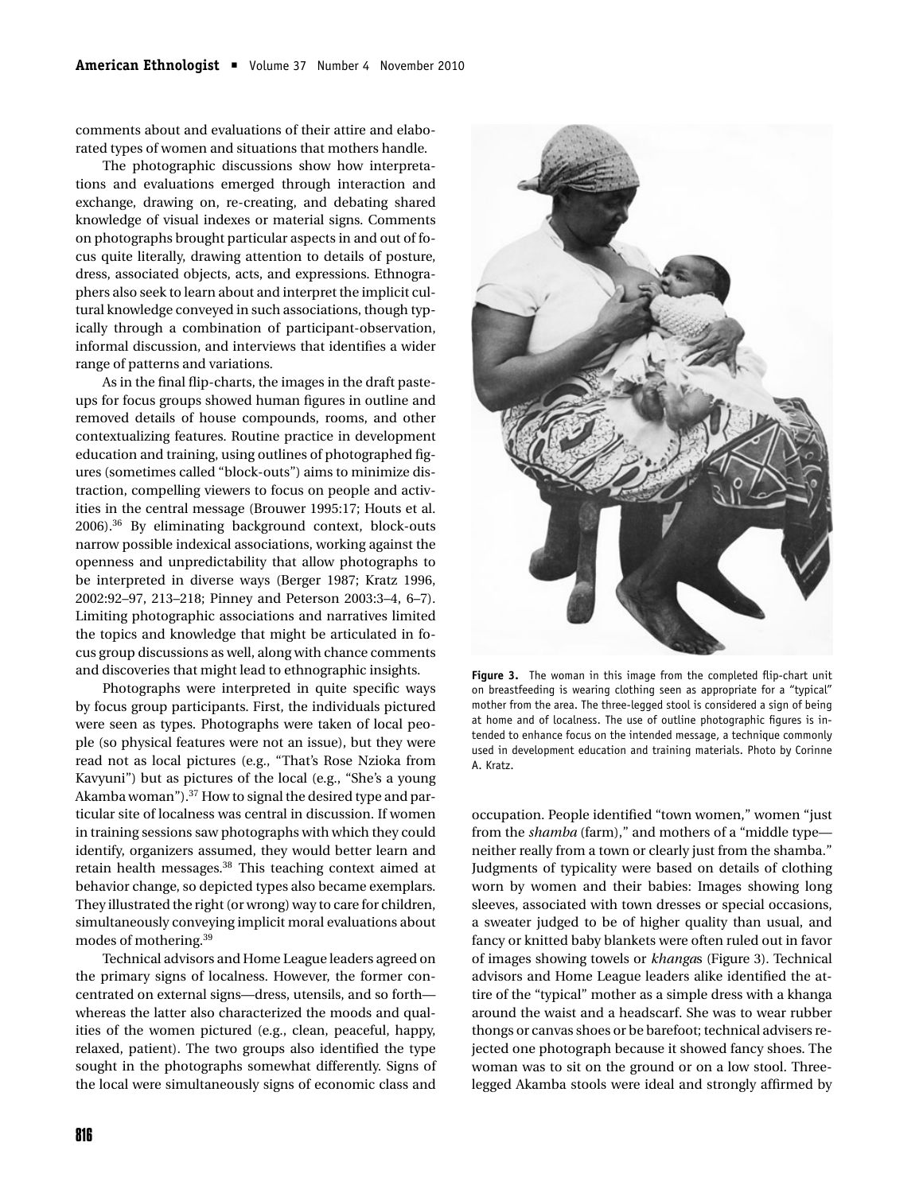comments about and evaluations of their attire and elaborated types of women and situations that mothers handle.

The photographic discussions show how interpretations and evaluations emerged through interaction and exchange, drawing on, re-creating, and debating shared knowledge of visual indexes or material signs. Comments on photographs brought particular aspects in and out of focus quite literally, drawing attention to details of posture, dress, associated objects, acts, and expressions. Ethnographers also seek to learn about and interpret the implicit cultural knowledge conveyed in such associations, though typically through a combination of participant-observation, informal discussion, and interviews that identifies a wider range of patterns and variations.

As in the final flip-charts, the images in the draft paste-ups for focus groups showed human figures in outline and removed details of house compounds, rooms, and other contextualizing features. Routine practice in development education and training, using outlines of photographed figures (sometimes called "block-outs") aims to minimize distraction, compelling viewers to focus on people and activities in the central message (Brouwer 1995:17; Houts et al. 2006).[36] By eliminating background context, block-outs narrow possible indexical associations, working against the openness and unpredictability that allow photographs to be interpreted in diverse ways (Berger 1987; Kratz 1996, 2002:92–97, 213–218; Pinney and Peterson 2003:3–4, 6–7). Limiting photographic associations and narratives limited the topics and knowledge that might be articulated in focus group discussions as well, along with chance comments and discoveries that might lead to ethnographic insights.

Photographs were interpreted in quite specific ways by focus group participants. First, the individuals pictured were seen as types. Photographs were taken of local people (so physical features were not an issue), but they were read not as local pictures (e.g., "That's Rose Nzioka from Kavyuni") but as pictures of the local (e.g., "She's a young Akamba woman").[37] How to signal the desired type and particular site of localness was central in discussion. If women in training sessions saw photographs with which they could identify, organizers assumed, they would better learn and retain health messages.[38] This teaching context aimed at behavior change, so depicted types also became exemplars. They illustrated the right (or wrong) way to care for children, simultaneously conveying implicit moral evaluations about modes of mothering.[39]

Technical advisors and Home League leaders agreed on the primary signs of localness. However, the former concentrated on external signs—dress, utensils, and so forth—whereas the latter also characterized the moods and qualities of the women pictured (e.g., clean, peaceful, happy, relaxed, patient). The two groups also identified the type sought in the photographs somewhat differently. Signs of the local were simultaneously signs of economic class and occupation. People identified "town women," women "just from the *shamba* (farm)," and mothers of a "middle type—neither really from a town or clearly just from the shamba." Judgments of typicality were based on details of clothing worn by women and their babies: Images showing long sleeves, associated with town dresses or special occasions, a sweater judged to be of higher quality than usual, and fancy or knitted baby blankets were often ruled out in favor of images showing towels or *khanga*s (Figure 3). Technical advisors and Home League leaders alike identified the attire of the "typical" mother as a simple dress with a khanga around the waist and a headscarf. She was to wear rubber thongs or canvas shoes or be barefoot; technical advisers rejected one photograph because it showed fancy shoes. The woman was to sit on the ground or on a low stool. Three-legged Akamba stools were ideal and strongly affirmed by

**Figure 3.** The woman in this image from the completed flip-chart unit on breastfeeding is wearing clothing seen as appropriate for a "typical" mother from the area. The three-legged stool is considered a sign of being at home and of localness. The use of outline photographic figures is intended to enhance focus on the intended message, a technique commonly used in development education and training materials. Photo by Corinne A. Kratz.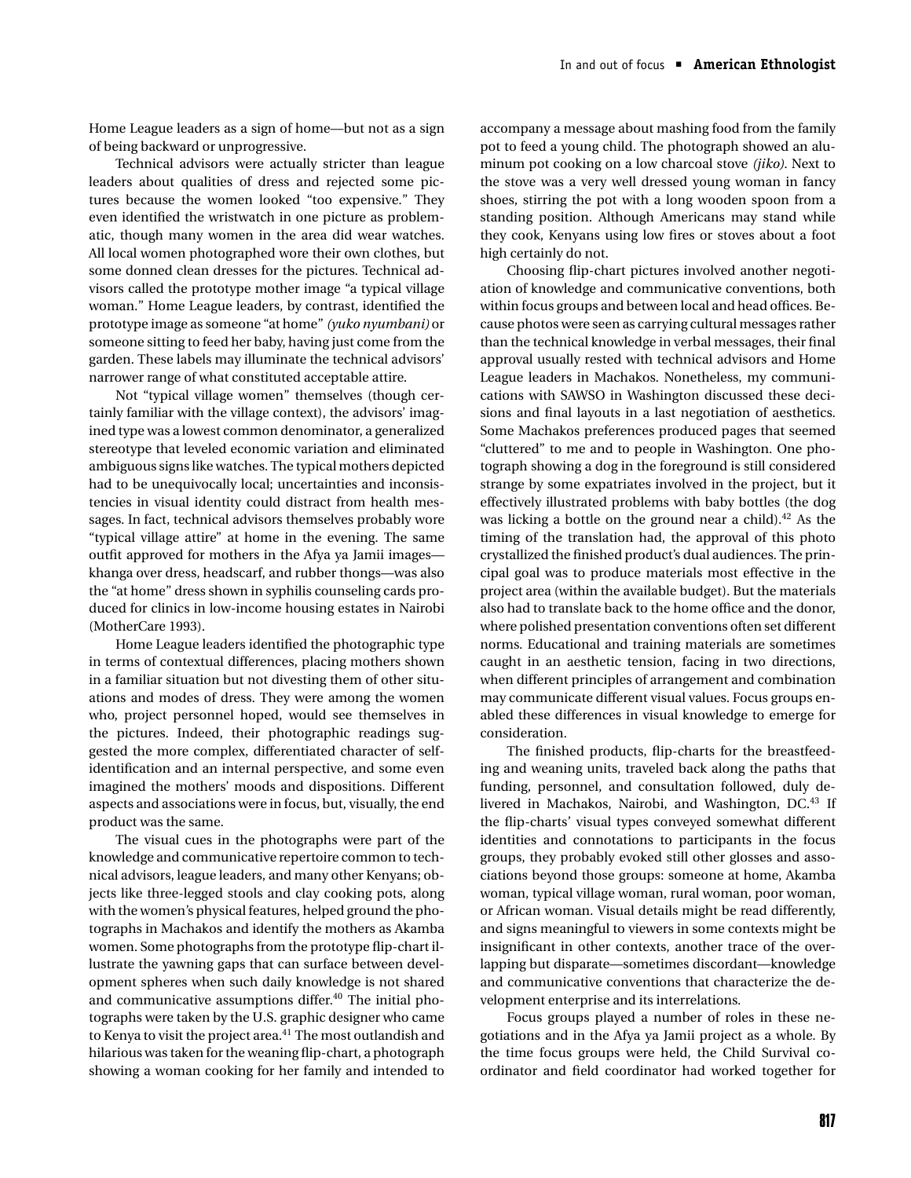Home League leaders as a sign of home—but not as a sign of being backward or unprogressive.

Technical advisors were actually stricter than league leaders about qualities of dress and rejected some pictures because the women looked "too expensive." They even identified the wristwatch in one picture as problematic, though many women in the area did wear watches. All local women photographed wore their own clothes, but some donned clean dresses for the pictures. Technical advisors called the prototype mother image "a typical village woman." Home League leaders, by contrast, identified the prototype image as someone "at home" *(yuko nyumbani)* or someone sitting to feed her baby, having just come from the garden. These labels may illuminate the technical advisors' narrower range of what constituted acceptable attire.

Not "typical village women" themselves (though certainly familiar with the village context), the advisors' imagined type was a lowest common denominator, a generalized stereotype that leveled economic variation and eliminated ambiguous signs like watches. The typical mothers depicted had to be unequivocally local; uncertainties and inconsistencies in visual identity could distract from health messages. In fact, technical advisors themselves probably wore "typical village attire" at home in the evening. The same outfit approved for mothers in the Afya ya Jamii images—khanga over dress, headscarf, and rubber thongs—was also the "at home" dress shown in syphilis counseling cards produced for clinics in low-income housing estates in Nairobi (MotherCare 1993).

Home League leaders identified the photographic type in terms of contextual differences, placing mothers shown in a familiar situation but not divesting them of other situations and modes of dress. They were among the women who, project personnel hoped, would see themselves in the pictures. Indeed, their photographic readings suggested the more complex, differentiated character of self-identification and an internal perspective, and some even imagined the mothers' moods and dispositions. Different aspects and associations were in focus, but, visually, the end product was the same.

The visual cues in the photographs were part of the knowledge and communicative repertoire common to technical advisors, league leaders, and many other Kenyans; objects like three-legged stools and clay cooking pots, along with the women's physical features, helped ground the photographs in Machakos and identify the mothers as Akamba women. Some photographs from the prototype flip-chart illustrate the yawning gaps that can surface between development spheres when such daily knowledge is not shared and communicative assumptions differ.[40] The initial photographs were taken by the U.S. graphic designer who came to Kenya to visit the project area.[41] The most outlandish and hilarious was taken for the weaning flip-chart, a photograph showing a woman cooking for her family and intended to accompany a message about mashing food from the family pot to feed a young child. The photograph showed an aluminum pot cooking on a low charcoal stove *(jiko)*. Next to the stove was a very well dressed young woman in fancy shoes, stirring the pot with a long wooden spoon from a standing position. Although Americans may stand while they cook, Kenyans using low fires or stoves about a foot high certainly do not.

Choosing flip-chart pictures involved another negotiation of knowledge and communicative conventions, both within focus groups and between local and head offices. Because photos were seen as carrying cultural messages rather than the technical knowledge in verbal messages, their final approval usually rested with technical advisors and Home League leaders in Machakos. Nonetheless, my communications with SAWSO in Washington discussed these decisions and final layouts in a last negotiation of aesthetics. Some Machakos preferences produced pages that seemed "cluttered" to me and to people in Washington. One photograph showing a dog in the foreground is still considered strange by some expatriates involved in the project, but it effectively illustrated problems with baby bottles (the dog was licking a bottle on the ground near a child).[42] As the timing of the translation had, the approval of this photo crystallized the finished product's dual audiences. The principal goal was to produce materials most effective in the project area (within the available budget). But the materials also had to translate back to the home office and the donor, where polished presentation conventions often set different norms. Educational and training materials are sometimes caught in an aesthetic tension, facing in two directions, when different principles of arrangement and combination may communicate different visual values. Focus groups enabled these differences in visual knowledge to emerge for consideration.

The finished products, flip-charts for the breastfeeding and weaning units, traveled back along the paths that funding, personnel, and consultation followed, duly delivered in Machakos, Nairobi, and Washington, DC.[43] If the flip-charts' visual types conveyed somewhat different identities and connotations to participants in the focus groups, they probably evoked still other glosses and associations beyond those groups: someone at home, Akamba woman, typical village woman, rural woman, poor woman, or African woman. Visual details might be read differently, and signs meaningful to viewers in some contexts might be insignificant in other contexts, another trace of the overlapping but disparate—sometimes discordant—knowledge and communicative conventions that characterize the development enterprise and its interrelations.

Focus groups played a number of roles in these negotiations and in the Afya ya Jamii project as a whole. By the time focus groups were held, the Child Survival coordinator and field coordinator had worked together for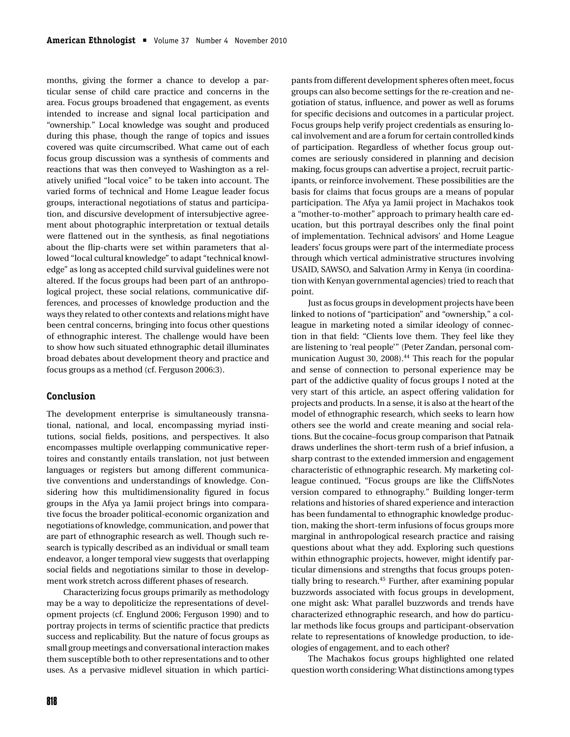months, giving the former a chance to develop a particular sense of child care practice and concerns in the area. Focus groups broadened that engagement, as events intended to increase and signal local participation and "ownership." Local knowledge was sought and produced during this phase, though the range of topics and issues covered was quite circumscribed. What came out of each focus group discussion was a synthesis of comments and reactions that was then conveyed to Washington as a relatively unified "local voice" to be taken into account. The varied forms of technical and Home League leader focus groups, interactional negotiations of status and participation, and discursive development of intersubjective agreement about photographic interpretation or textual details were flattened out in the synthesis, as final negotiations about the flip-charts were set within parameters that allowed "local cultural knowledge" to adapt "technical knowledge" as long as accepted child survival guidelines were not altered. If the focus groups had been part of an anthropological project, these social relations, communicative differences, and processes of knowledge production and the ways they related to other contexts and relations might have been central concerns, bringing into focus other questions of ethnographic interest. The challenge would have been to show how such situated ethnographic detail illuminates broad debates about development theory and practice and focus groups as a method (cf. Ferguson 2006:3).

## Conclusion

The development enterprise is simultaneously transnational, national, and local, encompassing myriad institutions, social fields, positions, and perspectives. It also encompasses multiple overlapping communicative repertoires and constantly entails translation, not just between languages or registers but among different communicative conventions and understandings of knowledge. Considering how this multidimensionality figured in focus groups in the Afya ya Jamii project brings into comparative focus the broader political-economic organization and negotiations of knowledge, communication, and power that are part of ethnographic research as well. Though such research is typically described as an individual or small team endeavor, a longer temporal view suggests that overlapping social fields and negotiations similar to those in development work stretch across different phases of research.

Characterizing focus groups primarily as methodology may be a way to depoliticize the representations of development projects (cf. Englund 2006; Ferguson 1990) and to portray projects in terms of scientific practice that predicts success and replicability. But the nature of focus groups as small group meetings and conversational interaction makes them susceptible both to other representations and to other uses. As a pervasive midlevel situation in which participants from different development spheres often meet, focus groups can also become settings for the re-creation and negotiation of status, influence, and power as well as forums for specific decisions and outcomes in a particular project. Focus groups help verify project credentials as ensuring local involvement and are a forum for certain controlled kinds of participation. Regardless of whether focus group outcomes are seriously considered in planning and decision making, focus groups can advertise a project, recruit participants, or reinforce involvement. These possibilities are the basis for claims that focus groups are a means of popular participation. The Afya ya Jamii project in Machakos took a "mother-to-mother" approach to primary health care education, but this portrayal describes only the final point of implementation. Technical advisors' and Home League leaders' focus groups were part of the intermediate process through which vertical administrative structures involving USAID, SAWSO, and Salvation Army in Kenya (in coordination with Kenyan governmental agencies) tried to reach that point.

Just as focus groups in development projects have been linked to notions of "participation" and "ownership," a colleague in marketing noted a similar ideology of connection in that field: "Clients love them. They feel like they are listening to 'real people'" (Peter Zandan, personal communication August 30, 2008).[44] This reach for the popular and sense of connection to personal experience may be part of the addictive quality of focus groups I noted at the very start of this article, an aspect offering validation for projects and products. In a sense, it is also at the heart of the model of ethnographic research, which seeks to learn how others see the world and create meaning and social relations. But the cocaine–focus group comparison that Patnaik draws underlines the short-term rush of a brief infusion, a sharp contrast to the extended immersion and engagement characteristic of ethnographic research. My marketing colleague continued, "Focus groups are like the CliffsNotes version compared to ethnography." Building longer-term relations and histories of shared experience and interaction has been fundamental to ethnographic knowledge production, making the short-term infusions of focus groups more marginal in anthropological research practice and raising questions about what they add. Exploring such questions within ethnographic projects, however, might identify particular dimensions and strengths that focus groups potentially bring to research.[45] Further, after examining popular buzzwords associated with focus groups in development, one might ask: What parallel buzzwords and trends have characterized ethnographic research, and how do particular methods like focus groups and participant-observation relate to representations of knowledge production, to ideologies of engagement, and to each other?

The Machakos focus groups highlighted one related question worth considering: What distinctions among types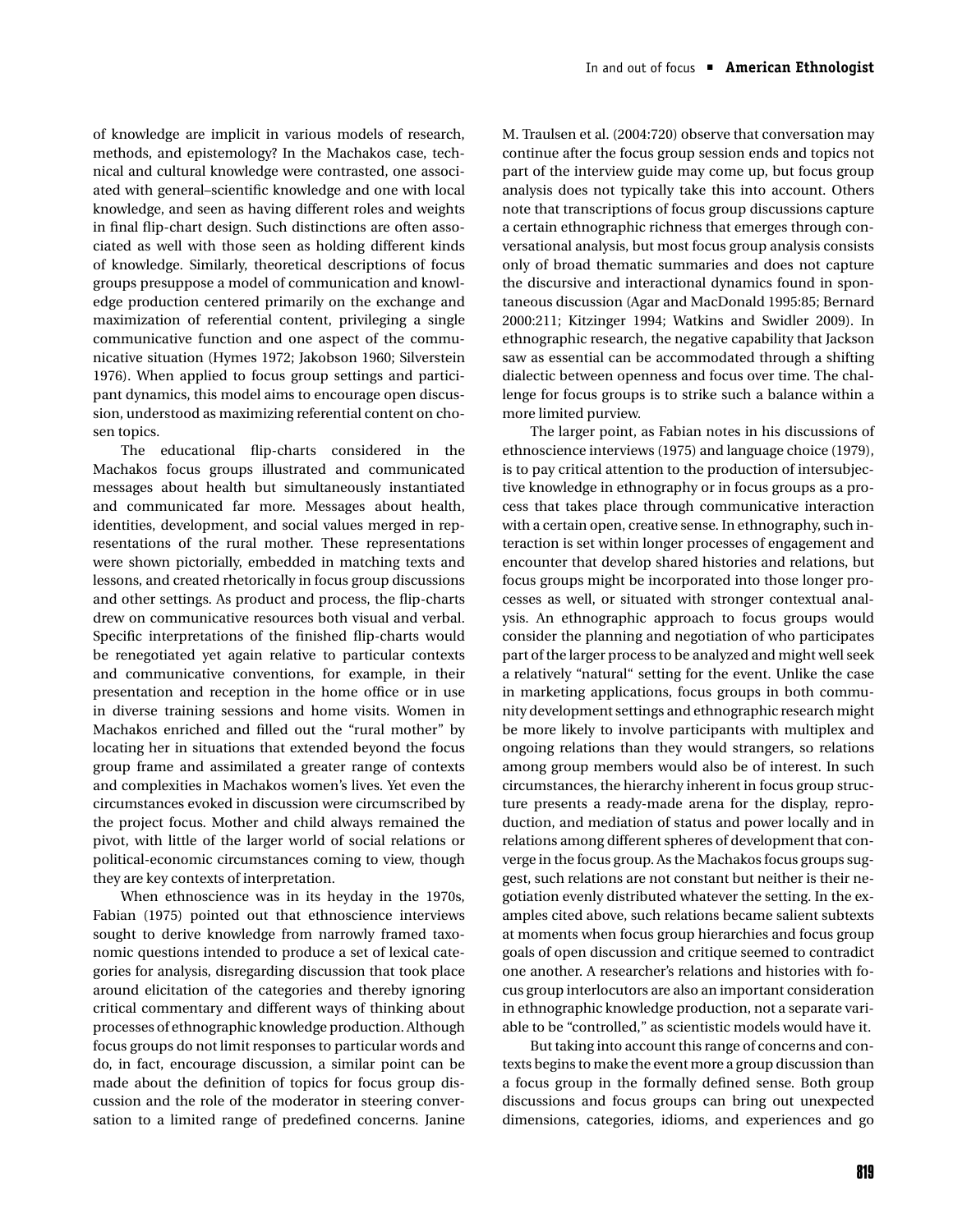of knowledge are implicit in various models of research, methods, and epistemology? In the Machakos case, technical and cultural knowledge were contrasted, one associated with general–scientific knowledge and one with local knowledge, and seen as having different roles and weights in final flip-chart design. Such distinctions are often associated as well with those seen as holding different kinds of knowledge. Similarly, theoretical descriptions of focus groups presuppose a model of communication and knowledge production centered primarily on the exchange and maximization of referential content, privileging a single communicative function and one aspect of the communicative situation (Hymes 1972; Jakobson 1960; Silverstein 1976). When applied to focus group settings and participant dynamics, this model aims to encourage open discussion, understood as maximizing referential content on chosen topics.

The educational flip-charts considered in the Machakos focus groups illustrated and communicated messages about health but simultaneously instantiated and communicated far more. Messages about health, identities, development, and social values merged in representations of the rural mother. These representations were shown pictorially, embedded in matching texts and lessons, and created rhetorically in focus group discussions and other settings. As product and process, the flip-charts drew on communicative resources both visual and verbal. Specific interpretations of the finished flip-charts would be renegotiated yet again relative to particular contexts and communicative conventions, for example, in their presentation and reception in the home office or in use in diverse training sessions and home visits. Women in Machakos enriched and filled out the "rural mother" by locating her in situations that extended beyond the focus group frame and assimilated a greater range of contexts and complexities in Machakos women's lives. Yet even the circumstances evoked in discussion were circumscribed by the project focus. Mother and child always remained the pivot, with little of the larger world of social relations or political-economic circumstances coming to view, though they are key contexts of interpretation.

When ethnoscience was in its heyday in the 1970s, Fabian (1975) pointed out that ethnoscience interviews sought to derive knowledge from narrowly framed taxonomic questions intended to produce a set of lexical categories for analysis, disregarding discussion that took place around elicitation of the categories and thereby ignoring critical commentary and different ways of thinking about processes of ethnographic knowledge production. Although focus groups do not limit responses to particular words and do, in fact, encourage discussion, a similar point can be made about the definition of topics for focus group discussion and the role of the moderator in steering conversation to a limited range of predefined concerns. Janine M. Traulsen et al. (2004:720) observe that conversation may continue after the focus group session ends and topics not part of the interview guide may come up, but focus group analysis does not typically take this into account. Others note that transcriptions of focus group discussions capture a certain ethnographic richness that emerges through conversational analysis, but most focus group analysis consists only of broad thematic summaries and does not capture the discursive and interactional dynamics found in spontaneous discussion (Agar and MacDonald 1995:85; Bernard 2000:211; Kitzinger 1994; Watkins and Swidler 2009). In ethnographic research, the negative capability that Jackson saw as essential can be accommodated through a shifting dialectic between openness and focus over time. The challenge for focus groups is to strike such a balance within a more limited purview.

The larger point, as Fabian notes in his discussions of ethnoscience interviews (1975) and language choice (1979), is to pay critical attention to the production of intersubjective knowledge in ethnography or in focus groups as a process that takes place through communicative interaction with a certain open, creative sense. In ethnography, such interaction is set within longer processes of engagement and encounter that develop shared histories and relations, but focus groups might be incorporated into those longer processes as well, or situated with stronger contextual analysis. An ethnographic approach to focus groups would consider the planning and negotiation of who participates part of the larger process to be analyzed and might well seek a relatively "natural" setting for the event. Unlike the case in marketing applications, focus groups in both community development settings and ethnographic research might be more likely to involve participants with multiplex and ongoing relations than they would strangers, so relations among group members would also be of interest. In such circumstances, the hierarchy inherent in focus group structure presents a ready-made arena for the display, reproduction, and mediation of status and power locally and in relations among different spheres of development that converge in the focus group. As the Machakos focus groups suggest, such relations are not constant but neither is their negotiation evenly distributed whatever the setting. In the examples cited above, such relations became salient subtexts at moments when focus group hierarchies and focus group goals of open discussion and critique seemed to contradict one another. A researcher's relations and histories with focus group interlocutors are also an important consideration in ethnographic knowledge production, not a separate variable to be "controlled," as scientistic models would have it.

But taking into account this range of concerns and contexts begins to make the event more a group discussion than a focus group in the formally defined sense. Both group discussions and focus groups can bring out unexpected dimensions, categories, idioms, and experiences and go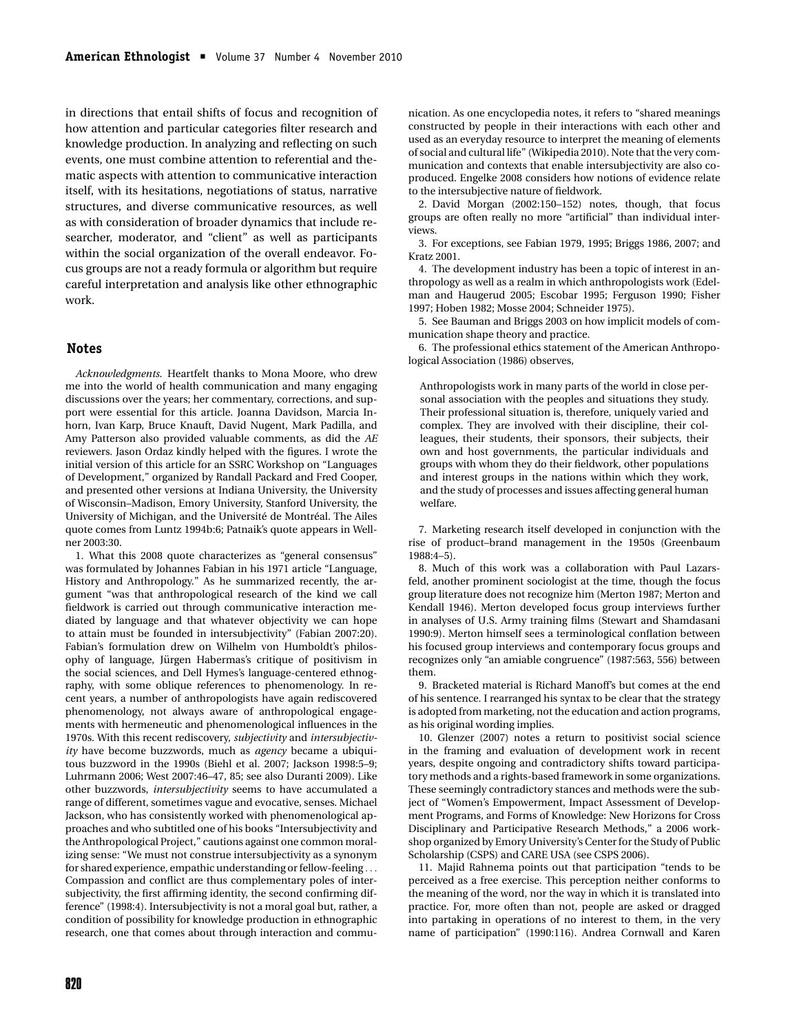in directions that entail shifts of focus and recognition of how attention and particular categories filter research and knowledge production. In analyzing and reflecting on such events, one must combine attention to referential and thematic aspects with attention to communicative interaction itself, with its hesitations, negotiations of status, narrative structures, and diverse communicative resources, as well as with consideration of broader dynamics that include researcher, moderator, and "client" as well as participants within the social organization of the overall endeavor. Focus groups are not a ready formula or algorithm but require careful interpretation and analysis like other ethnographic work.

## Notes

*Acknowledgments.* Heartfelt thanks to Mona Moore, who drew me into the world of health communication and many engaging discussions over the years; her commentary, corrections, and support were essential for this article. Joanna Davidson, Marcia Inhorn, Ivan Karp, Bruce Knauft, David Nugent, Mark Padilla, and Amy Patterson also provided valuable comments, as did the *AE* reviewers. Jason Ordaz kindly helped with the figures. I wrote the initial version of this article for an SSRC Workshop on "Languages of Development," organized by Randall Packard and Fred Cooper, and presented other versions at Indiana University, the University of Wisconsin–Madison, Emory University, Stanford University, the University of Michigan, and the Université de Montréal. The Ailes quote comes from Luntz 1994b:6; Patnaik's quote appears in Wellner 2003:30.

1. What this 2008 quote characterizes as "general consensus" was formulated by Johannes Fabian in his 1971 article "Language, History and Anthropology." As he summarized recently, the argument "was that anthropological research of the kind we call fieldwork is carried out through communicative interaction mediated by language and that whatever objectivity we can hope to attain must be founded in intersubjectivity" (Fabian 2007:20). Fabian's formulation drew on Wilhelm von Humboldt's philosophy of language, Jürgen Habermas's critique of positivism in the social sciences, and Dell Hymes's language-centered ethnography, with some oblique references to phenomenology. In recent years, a number of anthropologists have again rediscovered phenomenology, not always aware of anthropological engagements with hermeneutic and phenomenological influences in the 1970s. With this recent rediscovery, *subjectivity* and *intersubjectivity* have become buzzwords, much as *agency* became a ubiquitous buzzword in the 1990s (Biehl et al. 2007; Jackson 1998:5–9; Luhrmann 2006; West 2007:46–47, 85; see also Duranti 2009). Like other buzzwords, *intersubjectivity* seems to have accumulated a range of different, sometimes vague and evocative, senses. Michael Jackson, who has consistently worked with phenomenological approaches and who subtitled one of his books "Intersubjectivity and the Anthropological Project," cautions against one common moralizing sense: "We must not construe intersubjectivity as a synonym for shared experience, empathic understanding or fellow-feeling ... Compassion and conflict are thus complementary poles of intersubjectivity, the first affirming identity, the second confirming difference" (1998:4). Intersubjectivity is not a moral goal but, rather, a condition of possibility for knowledge production in ethnographic research, one that comes about through interaction and communication. As one encyclopedia notes, it refers to "shared meanings constructed by people in their interactions with each other and used as an everyday resource to interpret the meaning of elements of social and cultural life" (Wikipedia 2010). Note that the very communication and contexts that enable intersubjectivity are also coproduced. Engelke 2008 considers how notions of evidence relate to the intersubjective nature of fieldwork.

2. David Morgan (2002:150–152) notes, though, that focus groups are often really no more "artificial" than individual interviews.

3. For exceptions, see Fabian 1979, 1995; Briggs 1986, 2007; and Kratz 2001.

4. The development industry has been a topic of interest in anthropology as well as a realm in which anthropologists work (Edelman and Haugerud 2005; Escobar 1995; Ferguson 1990; Fisher 1997; Hoben 1982; Mosse 2004; Schneider 1975).

5. See Bauman and Briggs 2003 on how implicit models of communication shape theory and practice.

6. The professional ethics statement of the American Anthropological Association (1986) observes,

> Anthropologists work in many parts of the world in close personal association with the peoples and situations they study. Their professional situation is, therefore, uniquely varied and complex. They are involved with their discipline, their colleagues, their students, their sponsors, their subjects, their own and host governments, the particular individuals and groups with whom they do their fieldwork, other populations and interest groups in the nations within which they work, and the study of processes and issues affecting general human welfare.

7. Marketing research itself developed in conjunction with the rise of product–brand management in the 1950s (Greenbaum 1988:4–5).

8. Much of this work was a collaboration with Paul Lazarsfeld, another prominent sociologist at the time, though the focus group literature does not recognize him (Merton 1987; Merton and Kendall 1946). Merton developed focus group interviews further in analyses of U.S. Army training films (Stewart and Shamdasani 1990:9). Merton himself sees a terminological conflation between his focused group interviews and contemporary focus groups and recognizes only "an amiable congruence" (1987:563, 556) between them.

9. Bracketed material is Richard Manoff's but comes at the end of his sentence. I rearranged his syntax to be clear that the strategy is adopted from marketing, not the education and action programs, as his original wording implies.

10. Glenzer (2007) notes a return to positivist social science in the framing and evaluation of development work in recent years, despite ongoing and contradictory shifts toward participatory methods and a rights-based framework in some organizations. These seemingly contradictory stances and methods were the subject of "Women's Empowerment, Impact Assessment of Development Programs, and Forms of Knowledge: New Horizons for Cross Disciplinary and Participative Research Methods," a 2006 workshop organized by Emory University's Center for the Study of Public Scholarship (CSPS) and CARE USA (see CSPS 2006).

11. Majid Rahnema points out that participation "tends to be perceived as a free exercise. This perception neither conforms to the meaning of the word, nor the way in which it is translated into practice. For, more often than not, people are asked or dragged into partaking in operations of no interest to them, in the very name of participation" (1990:116). Andrea Cornwall and Karen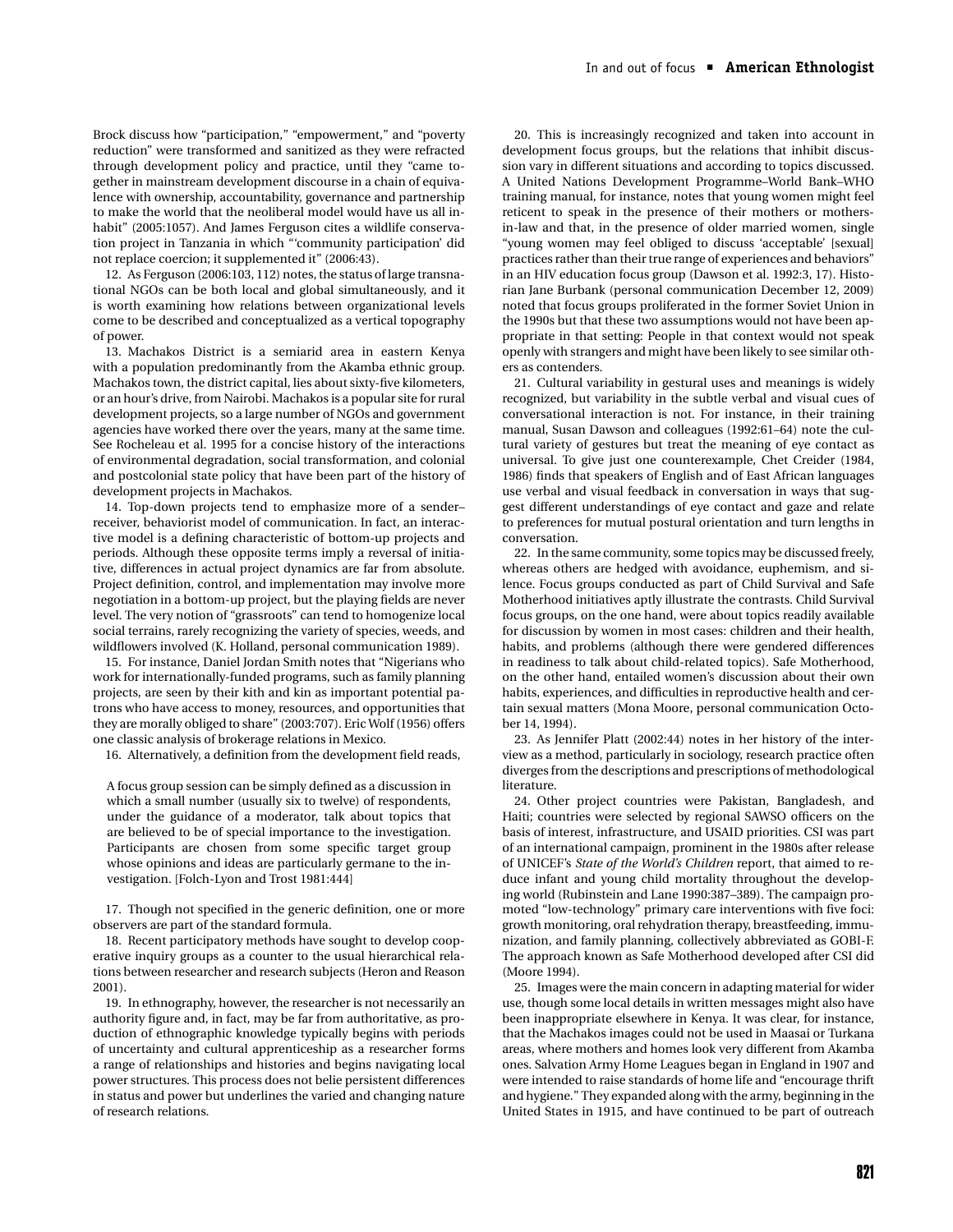Brock discuss how "participation," "empowerment," and "poverty reduction" were transformed and sanitized as they were refracted through development policy and practice, until they "came together in mainstream development discourse in a chain of equivalence with ownership, accountability, governance and partnership to make the world that the neoliberal model would have us all inhabit" (2005:1057). And James Ferguson cites a wildlife conservation project in Tanzania in which "'community participation' did not replace coercion; it supplemented it" (2006:43).

12. As Ferguson (2006:103, 112) notes, the status of large transnational NGOs can be both local and global simultaneously, and it is worth examining how relations between organizational levels come to be described and conceptualized as a vertical topography of power.

13. Machakos District is a semiarid area in eastern Kenya with a population predominantly from the Akamba ethnic group. Machakos town, the district capital, lies about sixty-five kilometers, or an hour's drive, from Nairobi. Machakos is a popular site for rural development projects, so a large number of NGOs and government agencies have worked there over the years, many at the same time. See Rocheleau et al. 1995 for a concise history of the interactions of environmental degradation, social transformation, and colonial and postcolonial state policy that have been part of the history of development projects in Machakos.

14. Top-down projects tend to emphasize more of a sender–receiver, behaviorist model of communication. In fact, an interactive model is a defining characteristic of bottom-up projects and periods. Although these opposite terms imply a reversal of initiative, differences in actual project dynamics are far from absolute. Project definition, control, and implementation may involve more negotiation in a bottom-up project, but the playing fields are never level. The very notion of "grassroots" can tend to homogenize local social terrains, rarely recognizing the variety of species, weeds, and wildflowers involved (K. Holland, personal communication 1989).

15. For instance, Daniel Jordan Smith notes that "Nigerians who work for internationally-funded programs, such as family planning projects, are seen by their kith and kin as important potential patrons who have access to money, resources, and opportunities that they are morally obliged to share" (2003:707). Eric Wolf (1956) offers one classic analysis of brokerage relations in Mexico.

16. Alternatively, a definition from the development field reads,

> A focus group session can be simply defined as a discussion in which a small number (usually six to twelve) of respondents, under the guidance of a moderator, talk about topics that are believed to be of special importance to the investigation. Participants are chosen from some specific target group whose opinions and ideas are particularly germane to the investigation. [Folch-Lyon and Trost 1981:444]

17. Though not specified in the generic definition, one or more observers are part of the standard formula.

18. Recent participatory methods have sought to develop cooperative inquiry groups as a counter to the usual hierarchical relations between researcher and research subjects (Heron and Reason 2001).

19. In ethnography, however, the researcher is not necessarily an authority figure and, in fact, may be far from authoritative, as production of ethnographic knowledge typically begins with periods of uncertainty and cultural apprenticeship as a researcher forms a range of relationships and histories and begins navigating local power structures. This process does not belie persistent differences in status and power but underlines the varied and changing nature of research relations.

20. This is increasingly recognized and taken into account in development focus groups, but the relations that inhibit discussion vary in different situations and according to topics discussed. A United Nations Development Programme–World Bank–WHO training manual, for instance, notes that young women might feel reticent to speak in the presence of their mothers or mothers-in-law and that, in the presence of older married women, single "young women may feel obliged to discuss 'acceptable' [sexual] practices rather than their true range of experiences and behaviors" in an HIV education focus group (Dawson et al. 1992:3, 17). Historian Jane Burbank (personal communication December 12, 2009) noted that focus groups proliferated in the former Soviet Union in the 1990s but that these two assumptions would not have been appropriate in that setting: People in that context would not speak openly with strangers and might have been likely to see similar others as contenders.

21. Cultural variability in gestural uses and meanings is widely recognized, but variability in the subtle verbal and visual cues of conversational interaction is not. For instance, in their training manual, Susan Dawson and colleagues (1992:61–64) note the cultural variety of gestures but treat the meaning of eye contact as universal. To give just one counterexample, Chet Creider (1984, 1986) finds that speakers of English and of East African languages use verbal and visual feedback in conversation in ways that suggest different understandings of eye contact and gaze and relate to preferences for mutual postural orientation and turn lengths in conversation.

22. In the same community, some topics may be discussed freely, whereas others are hedged with avoidance, euphemism, and silence. Focus groups conducted as part of Child Survival and Safe Motherhood initiatives aptly illustrate the contrasts. Child Survival focus groups, on the one hand, were about topics readily available for discussion by women in most cases: children and their health, habits, and problems (although there were gendered differences in readiness to talk about child-related topics). Safe Motherhood, on the other hand, entailed women's discussion about their own habits, experiences, and difficulties in reproductive health and certain sexual matters (Mona Moore, personal communication October 14, 1994).

23. As Jennifer Platt (2002:44) notes in her history of the interview as a method, particularly in sociology, research practice often diverges from the descriptions and prescriptions of methodological literature.

24. Other project countries were Pakistan, Bangladesh, and Haiti; countries were selected by regional SAWSO officers on the basis of interest, infrastructure, and USAID priorities. CSI was part of an international campaign, prominent in the 1980s after release of UNICEF's *State of the World's Children* report, that aimed to reduce infant and young child mortality throughout the developing world (Rubinstein and Lane 1990:387–389). The campaign promoted "low-technology" primary care interventions with five foci: growth monitoring, oral rehydration therapy, breastfeeding, immunization, and family planning, collectively abbreviated as GOBI-F. The approach known as Safe Motherhood developed after CSI did (Moore 1994).

25. Images were the main concern in adapting material for wider use, though some local details in written messages might also have been inappropriate elsewhere in Kenya. It was clear, for instance, that the Machakos images could not be used in Maasai or Turkana areas, where mothers and homes look very different from Akamba ones. Salvation Army Home Leagues began in England in 1907 and were intended to raise standards of home life and "encourage thrift and hygiene." They expanded along with the army, beginning in the United States in 1915, and have continued to be part of outreach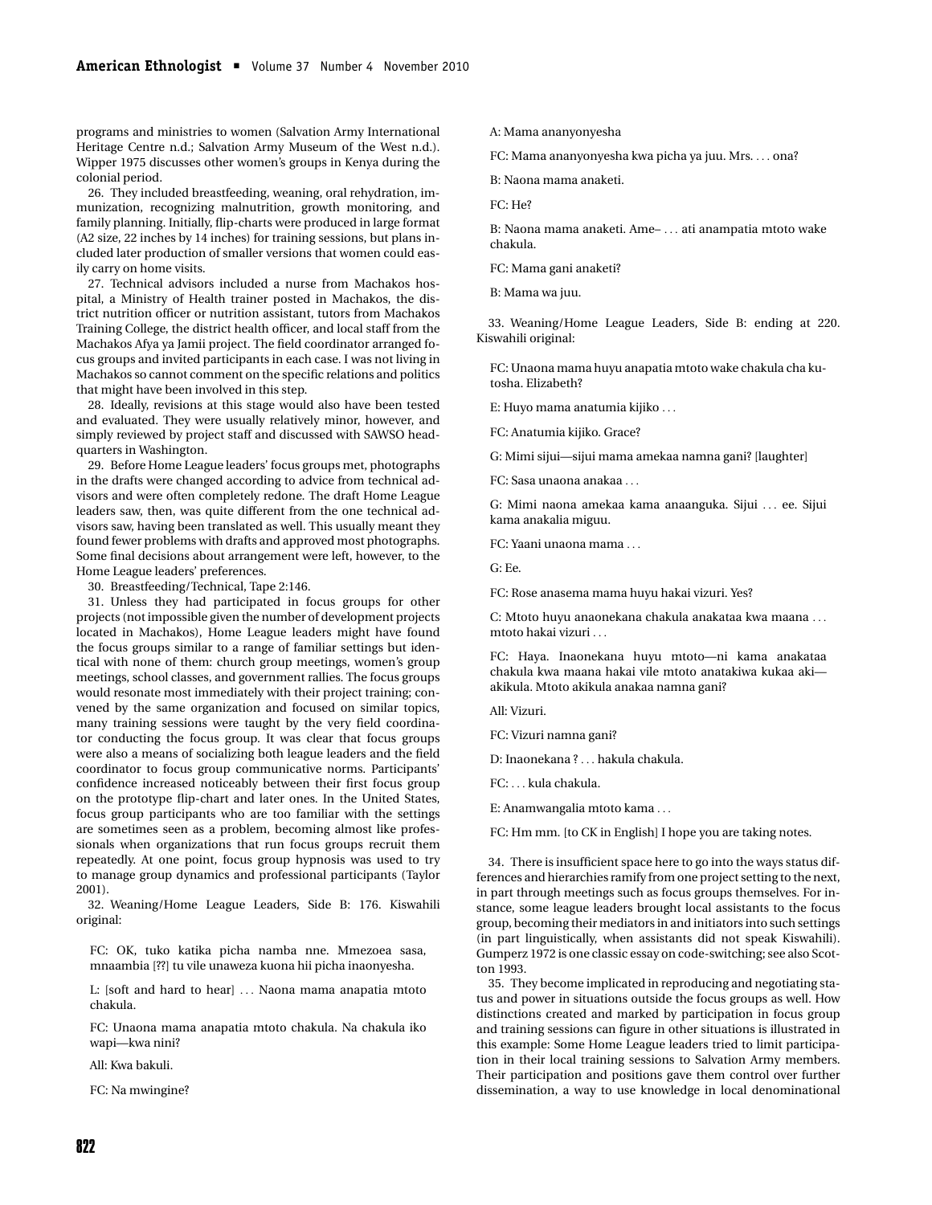programs and ministries to women (Salvation Army International Heritage Centre n.d.; Salvation Army Museum of the West n.d.). Wipper 1975 discusses other women's groups in Kenya during the colonial period.

26. They included breastfeeding, weaning, oral rehydration, immunization, recognizing malnutrition, growth monitoring, and family planning. Initially, flip-charts were produced in large format (A2 size, 22 inches by 14 inches) for training sessions, but plans included later production of smaller versions that women could easily carry on home visits.

27. Technical advisors included a nurse from Machakos hospital, a Ministry of Health trainer posted in Machakos, the district nutrition officer or nutrition assistant, tutors from Machakos Training College, the district health officer, and local staff from the Machakos Afya ya Jamii project. The field coordinator arranged focus groups and invited participants in each case. I was not living in Machakos so cannot comment on the specific relations and politics that might have been involved in this step.

28. Ideally, revisions at this stage would also have been tested and evaluated. They were usually relatively minor, however, and simply reviewed by project staff and discussed with SAWSO headquarters in Washington.

29. Before Home League leaders' focus groups met, photographs in the drafts were changed according to advice from technical advisors and were often completely redone. The draft Home League leaders saw, then, was quite different from the one technical advisors saw, having been translated as well. This usually meant they found fewer problems with drafts and approved most photographs. Some final decisions about arrangement were left, however, to the Home League leaders' preferences.

30. Breastfeeding/Technical, Tape 2:146.

31. Unless they had participated in focus groups for other projects (not impossible given the number of development projects located in Machakos), Home League leaders might have found the focus groups similar to a range of familiar settings but identical with none of them: church group meetings, women's group meetings, school classes, and government rallies. The focus groups would resonate most immediately with their project training; convened by the same organization and focused on similar topics, many training sessions were taught by the very field coordinator conducting the focus group. It was clear that focus groups were also a means of socializing both league leaders and the field coordinator to focus group communicative norms. Participants' confidence increased noticeably between their first focus group on the prototype flip-chart and later ones. In the United States, focus group participants who are too familiar with the settings are sometimes seen as a problem, becoming almost like professionals when organizations that run focus groups recruit them repeatedly. At one point, focus group hypnosis was used to try to manage group dynamics and professional participants (Taylor 2001).

32. Weaning/Home League Leaders, Side B: 176. Kiswahili original:

> FC: OK, tuko katika picha namba nne. Mmezoea sasa, mnaambia [??] tu vile unaweza kuona hii picha inaonyesha.
>
> L: [soft and hard to hear] . . . Naona mama anapatia mtoto chakula.
>
> FC: Unaona mama anapatia mtoto chakula. Na chakula iko wapi—kwa nini?
>
> All: Kwa bakuli.
>
> FC: Na mwingine?
>
> A: Mama ananyonyesha
>
> FC: Mama ananyonyesha kwa picha ya juu. Mrs. . . . ona?
>
> B: Naona mama anaketi.
>
> FC: He?
>
> B: Naona mama anaketi. Ame– . . . ati anampatia mtoto wake chakula.
>
> FC: Mama gani anaketi?
>
> B: Mama wa juu.

33. Weaning/Home League Leaders, Side B: ending at 220. Kiswahili original:

> FC: Unaona mama huyu anapatia mtoto wake chakula cha kutosha. Elizabeth?
>
> E: Huyo mama anatumia kijiko . . .
>
> FC: Anatumia kijiko. Grace?
>
> G: Mimi sijui—sijui mama amekaa namna gani? [laughter]
>
> FC: Sasa unaona anakaa . . .
>
> G: Mimi naona amekaa kama anaanguka. Sijui . . . ee. Sijui kama anakalia miguu.
>
> FC: Yaani unaona mama . . .
>
> G: Ee.
>
> FC: Rose anasema mama huyu hakai vizuri. Yes?
>
> C: Mtoto huyu anaonekana chakula anakataa kwa maana . . . mtoto hakai vizuri . . .
>
> FC: Haya. Inaonekana huyu mtoto—ni kama anakataa chakula kwa maana hakai vile mtoto anatakiwa kukaa aki—akikula. Mtoto akikula anakaa namna gani?
>
> All: Vizuri.
>
> FC: Vizuri namna gani?
>
> D: Inaonekana ? . . . hakula chakula.
>
> FC: . . . kula chakula.
>
> E: Anamwangalia mtoto kama . . .
>
> FC: Hm mm. [to CK in English] I hope you are taking notes.

34. There is insufficient space here to go into the ways status differences and hierarchies ramify from one project setting to the next, in part through meetings such as focus groups themselves. For instance, some league leaders brought local assistants to the focus group, becoming their mediators in and initiators into such settings (in part linguistically, when assistants did not speak Kiswahili). Gumperz 1972 is one classic essay on code-switching; see also Scotton 1993.

35. They become implicated in reproducing and negotiating status and power in situations outside the focus groups as well. How distinctions created and marked by participation in focus group and training sessions can figure in other situations is illustrated in this example: Some Home League leaders tried to limit participation in their local training sessions to Salvation Army members. Their participation and positions gave them control over further dissemination, a way to use knowledge in local denominational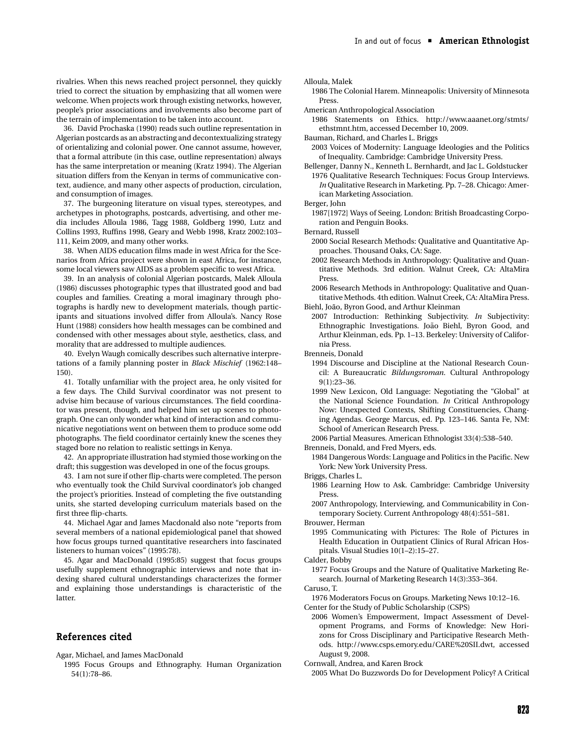rivalries. When this news reached project personnel, they quickly tried to correct the situation by emphasizing that all women were welcome. When projects work through existing networks, however, people's prior associations and involvements also become part of the terrain of implementation to be taken into account.

36. David Prochaska (1990) reads such outline representation in Algerian postcards as an abstracting and decontextualizing strategy of orientalizing and colonial power. One cannot assume, however, that a formal attribute (in this case, outline representation) always has the same interpretation or meaning (Kratz 1994). The Algerian situation differs from the Kenyan in terms of communicative context, audience, and many other aspects of production, circulation, and consumption of images.

37. The burgeoning literature on visual types, stereotypes, and archetypes in photographs, postcards, advertising, and other media includes Alloula 1986, Tagg 1988, Goldberg 1990, Lutz and Collins 1993, Ruffins 1998, Geary and Webb 1998, Kratz 2002:103–111, Keim 2009, and many other works.

38. When AIDS education films made in west Africa for the Scenarios from Africa project were shown in east Africa, for instance, some local viewers saw AIDS as a problem specific to west Africa.

39. In an analysis of colonial Algerian postcards, Malek Alloula (1986) discusses photographic types that illustrated good and bad couples and families. Creating a moral imaginary through photographs is hardly new to development materials, though participants and situations involved differ from Alloula's. Nancy Rose Hunt (1988) considers how health messages can be combined and condensed with other messages about style, aesthetics, class, and morality that are addressed to multiple audiences.

40. Evelyn Waugh comically describes such alternative interpretations of a family planning poster in *Black Mischief* (1962:148–150).

41. Totally unfamiliar with the project area, he only visited for a few days. The Child Survival coordinator was not present to advise him because of various circumstances. The field coordinator was present, though, and helped him set up scenes to photograph. One can only wonder what kind of interaction and communicative negotiations went on between them to produce some odd photographs. The field coordinator certainly knew the scenes they staged bore no relation to realistic settings in Kenya.

42. An appropriate illustration had stymied those working on the draft; this suggestion was developed in one of the focus groups.

43. I am not sure if other flip-charts were completed. The person who eventually took the Child Survival coordinator's job changed the project's priorities. Instead of completing the five outstanding units, she started developing curriculum materials based on the first three flip-charts.

44. Michael Agar and James Macdonald also note "reports from several members of a national epidemiological panel that showed how focus groups turned quantitative researchers into fascinated listeners to human voices" (1995:78).

45. Agar and MacDonald (1995:85) suggest that focus groups usefully supplement ethnographic interviews and note that indexing shared cultural understandings characterizes the former and explaining those understandings is characteristic of the latter.

## References cited

Agar, Michael, and James MacDonald
1995 Focus Groups and Ethnography. Human Organization 54(1):78–86.

Alloula, Malek
1986 The Colonial Harem. Minneapolis: University of Minnesota Press.

American Anthropological Association
1986 Statements on Ethics. http://www.aaanet.org/stmts/ethstmnt.htm, accessed December 10, 2009.

Bauman, Richard, and Charles L. Briggs
2003 Voices of Modernity: Language Ideologies and the Politics of Inequality. Cambridge: Cambridge University Press.

Bellenger, Danny N., Kenneth L. Bernhardt, and Jac L. Goldstucker
1976 Qualitative Research Techniques: Focus Group Interviews. *In* Qualitative Research in Marketing. Pp. 7–28. Chicago: American Marketing Association.

Berger, John
1987[1972] Ways of Seeing. London: British Broadcasting Corporation and Penguin Books.

Bernard, Russell
2000 Social Research Methods: Qualitative and Quantitative Approaches. Thousand Oaks, CA: Sage.
2002 Research Methods in Anthropology: Qualitative and Quantitative Methods. 3rd edition. Walnut Creek, CA: AltaMira Press.
2006 Research Methods in Anthropology: Qualitative and Quantitative Methods. 4th edition. Walnut Creek, CA: AltaMira Press.

Biehl, João, Byron Good, and Arthur Kleinman
2007 Introduction: Rethinking Subjectivity. *In* Subjectivity: Ethnographic Investigations. João Biehl, Byron Good, and Arthur Kleinman, eds. Pp. 1–13. Berkeley: University of California Press.

Brenneis, Donald
1994 Discourse and Discipline at the National Research Council: A Bureaucratic *Bildungsroman*. Cultural Anthropology 9(1):23–36.
1999 New Lexicon, Old Language: Negotiating the "Global" at the National Science Foundation. *In* Critical Anthropology Now: Unexpected Contexts, Shifting Constituencies, Changing Agendas. George Marcus, ed. Pp. 123–146. Santa Fe, NM: School of American Research Press.
2006 Partial Measures. American Ethnologist 33(4):538–540.

Brenneis, Donald, and Fred Myers, eds.
1984 Dangerous Words: Language and Politics in the Pacific. New York: New York University Press.

Briggs, Charles L.
1986 Learning How to Ask. Cambridge: Cambridge University Press.
2007 Anthropology, Interviewing, and Communicability in Contemporary Society. Current Anthropology 48(4):551–581.

Brouwer, Herman
1995 Communicating with Pictures: The Role of Pictures in Health Education in Outpatient Clinics of Rural African Hospitals. Visual Studies 10(1–2):15–27.

Calder, Bobby
1977 Focus Groups and the Nature of Qualitative Marketing Research. Journal of Marketing Research 14(3):353–364.

Caruso, T.
1976 Moderators Focus on Groups. Marketing News 10:12–16.

Center for the Study of Public Scholarship (CSPS)
2006 Women's Empowerment, Impact Assessment of Development Programs, and Forms of Knowledge: New Horizons for Cross Disciplinary and Participative Research Methods. http://www.csps.emory.edu/CARE%20SII.dwt, accessed August 9, 2008.

Cornwall, Andrea, and Karen Brock
2005 What Do Buzzwords Do for Development Policy? A Critical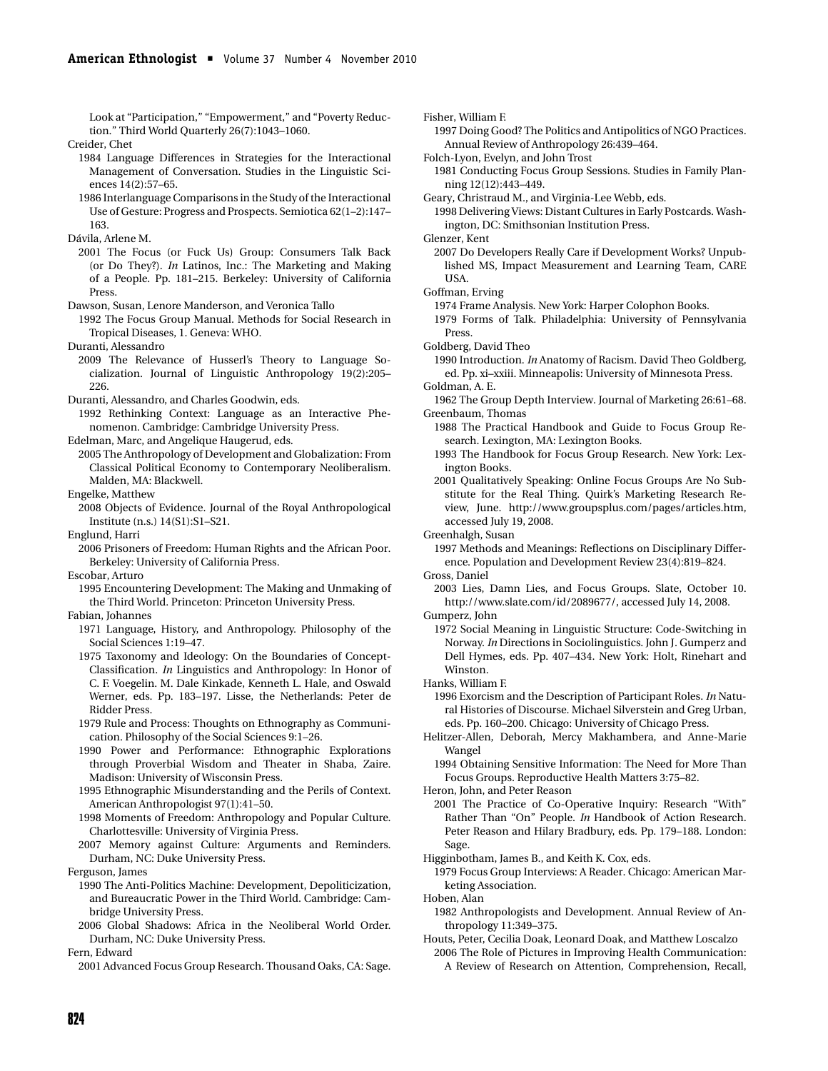Look at "Participation," "Empowerment," and "Poverty Reduction." Third World Quarterly 26(7):1043–1060.

Creider, Chet

1984 Language Differences in Strategies for the Interactional Management of Conversation. Studies in the Linguistic Sciences 14(2):57–65.

1986 Interlanguage Comparisons in the Study of the Interactional Use of Gesture: Progress and Prospects. Semiotica 62(1–2):147–163.

Dávila, Arlene M.

2001 The Focus (or Fuck Us) Group: Consumers Talk Back (or Do They?). *In* Latinos, Inc.: The Marketing and Making of a People. Pp. 181–215. Berkeley: University of California Press.

Dawson, Susan, Lenore Manderson, and Veronica Tallo

1992 The Focus Group Manual. Methods for Social Research in Tropical Diseases, 1. Geneva: WHO.

Duranti, Alessandro

2009 The Relevance of Husserl's Theory to Language Socialization. Journal of Linguistic Anthropology 19(2):205–226.

Duranti, Alessandro, and Charles Goodwin, eds.

1992 Rethinking Context: Language as an Interactive Phenomenon. Cambridge: Cambridge University Press.

Edelman, Marc, and Angelique Haugerud, eds.

2005 The Anthropology of Development and Globalization: From Classical Political Economy to Contemporary Neoliberalism. Malden, MA: Blackwell.

Engelke, Matthew

2008 Objects of Evidence. Journal of the Royal Anthropological Institute (n.s.) 14(S1):S1–S21.

Englund, Harri

2006 Prisoners of Freedom: Human Rights and the African Poor. Berkeley: University of California Press.

Escobar, Arturo

1995 Encountering Development: The Making and Unmaking of the Third World. Princeton: Princeton University Press.

Fabian, Johannes

1971 Language, History, and Anthropology. Philosophy of the Social Sciences 1:19–47.

1975 Taxonomy and Ideology: On the Boundaries of Concept-Classification. *In* Linguistics and Anthropology: In Honor of C. F. Voegelin. M. Dale Kinkade, Kenneth L. Hale, and Oswald Werner, eds. Pp. 183–197. Lisse, the Netherlands: Peter de Ridder Press.

1979 Rule and Process: Thoughts on Ethnography as Communication. Philosophy of the Social Sciences 9:1–26.

1990 Power and Performance: Ethnographic Explorations through Proverbial Wisdom and Theater in Shaba, Zaire. Madison: University of Wisconsin Press.

1995 Ethnographic Misunderstanding and the Perils of Context. American Anthropologist 97(1):41–50.

1998 Moments of Freedom: Anthropology and Popular Culture. Charlottesville: University of Virginia Press.

2007 Memory against Culture: Arguments and Reminders. Durham, NC: Duke University Press.

Ferguson, James

1990 The Anti-Politics Machine: Development, Depoliticization, and Bureaucratic Power in the Third World. Cambridge: Cambridge University Press.

2006 Global Shadows: Africa in the Neoliberal World Order. Durham, NC: Duke University Press.

Fern, Edward

2001 Advanced Focus Group Research. Thousand Oaks, CA: Sage.

Fisher, William F.

1997 Doing Good? The Politics and Antipolitics of NGO Practices. Annual Review of Anthropology 26:439–464.

Folch-Lyon, Evelyn, and John Trost

1981 Conducting Focus Group Sessions. Studies in Family Planning 12(12):443–449.

Geary, Christraud M., and Virginia-Lee Webb, eds.

1998 Delivering Views: Distant Cultures in Early Postcards. Washington, DC: Smithsonian Institution Press.

Glenzer, Kent

2007 Do Developers Really Care if Development Works? Unpublished MS, Impact Measurement and Learning Team, CARE USA.

Goffman, Erving

1974 Frame Analysis. New York: Harper Colophon Books.

1979 Forms of Talk. Philadelphia: University of Pennsylvania Press.

Goldberg, David Theo

1990 Introduction. *In* Anatomy of Racism. David Theo Goldberg, ed. Pp. xi–xxiii. Minneapolis: University of Minnesota Press.

Goldman, A. E.

1962 The Group Depth Interview. Journal of Marketing 26:61–68.

Greenbaum, Thomas

1988 The Practical Handbook and Guide to Focus Group Research. Lexington, MA: Lexington Books.

1993 The Handbook for Focus Group Research. New York: Lexington Books.

2001 Qualitatively Speaking: Online Focus Groups Are No Substitute for the Real Thing. Quirk's Marketing Research Review, June. http://www.groupsplus.com/pages/articles.htm, accessed July 19, 2008.

Greenhalgh, Susan

1997 Methods and Meanings: Reflections on Disciplinary Difference. Population and Development Review 23(4):819–824.

Gross, Daniel

2003 Lies, Damn Lies, and Focus Groups. Slate, October 10. http://www.slate.com/id/2089677/, accessed July 14, 2008.

Gumperz, John

1972 Social Meaning in Linguistic Structure: Code-Switching in Norway. *In* Directions in Sociolinguistics. John J. Gumperz and Dell Hymes, eds. Pp. 407–434. New York: Holt, Rinehart and Winston.

Hanks, William F.

1996 Exorcism and the Description of Participant Roles. *In* Natural Histories of Discourse. Michael Silverstein and Greg Urban, eds. Pp. 160–200. Chicago: University of Chicago Press.

Helitzer-Allen, Deborah, Mercy Makhambera, and Anne-Marie Wangel

1994 Obtaining Sensitive Information: The Need for More Than Focus Groups. Reproductive Health Matters 3:75–82.

Heron, John, and Peter Reason

2001 The Practice of Co-Operative Inquiry: Research "With" Rather Than "On" People. *In* Handbook of Action Research. Peter Reason and Hilary Bradbury, eds. Pp. 179–188. London: Sage.

Higginbotham, James B., and Keith K. Cox, eds.

1979 Focus Group Interviews: A Reader. Chicago: American Marketing Association.

Hoben, Alan

1982 Anthropologists and Development. Annual Review of Anthropology 11:349–375.

Houts, Peter, Cecilia Doak, Leonard Doak, and Matthew Loscalzo

2006 The Role of Pictures in Improving Health Communication: A Review of Research on Attention, Comprehension, Recall,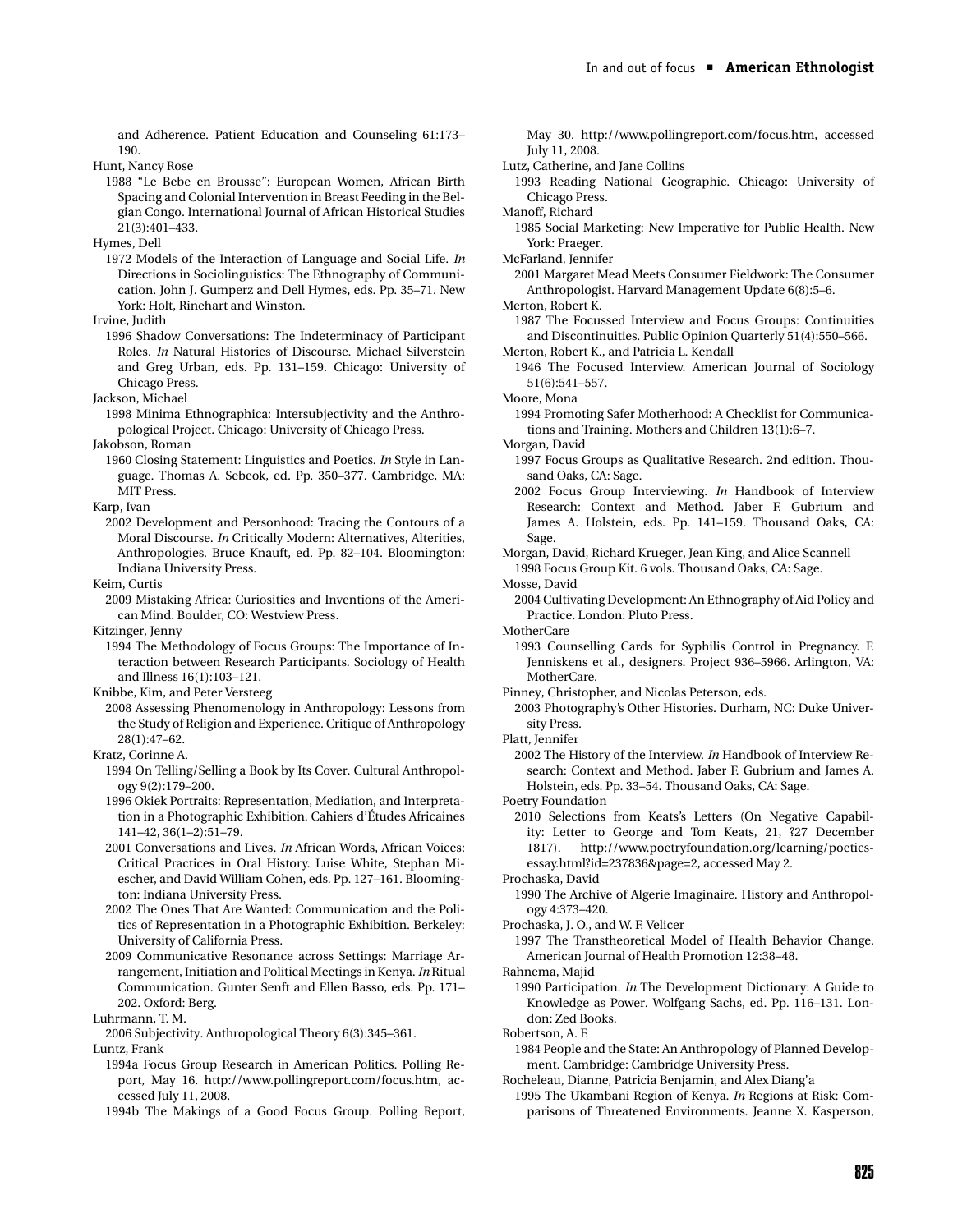and Adherence. Patient Education and Counseling 61:173–190.

Hunt, Nancy Rose
1988 "Le Bebe en Brousse": European Women, African Birth Spacing and Colonial Intervention in Breast Feeding in the Belgian Congo. International Journal of African Historical Studies 21(3):401–433.

Hymes, Dell
1972 Models of the Interaction of Language and Social Life. *In* Directions in Sociolinguistics: The Ethnography of Communication. John J. Gumperz and Dell Hymes, eds. Pp. 35–71. New York: Holt, Rinehart and Winston.

Irvine, Judith
1996 Shadow Conversations: The Indeterminacy of Participant Roles. *In* Natural Histories of Discourse. Michael Silverstein and Greg Urban, eds. Pp. 131–159. Chicago: University of Chicago Press.

Jackson, Michael
1998 Minima Ethnographica: Intersubjectivity and the Anthropological Project. Chicago: University of Chicago Press.

Jakobson, Roman
1960 Closing Statement: Linguistics and Poetics. *In* Style in Language. Thomas A. Sebeok, ed. Pp. 350–377. Cambridge, MA: MIT Press.

Karp, Ivan
2002 Development and Personhood: Tracing the Contours of a Moral Discourse. *In* Critically Modern: Alternatives, Alterities, Anthropologies. Bruce Knauft, ed. Pp. 82–104. Bloomington: Indiana University Press.

Keim, Curtis
2009 Mistaking Africa: Curiosities and Inventions of the American Mind. Boulder, CO: Westview Press.

Kitzinger, Jenny
1994 The Methodology of Focus Groups: The Importance of Interaction between Research Participants. Sociology of Health and Illness 16(1):103–121.

Knibbe, Kim, and Peter Versteeg
2008 Assessing Phenomenology in Anthropology: Lessons from the Study of Religion and Experience. Critique of Anthropology 28(1):47–62.

Kratz, Corinne A.
1994 On Telling/Selling a Book by Its Cover. Cultural Anthropology 9(2):179–200.
1996 Okiek Portraits: Representation, Mediation, and Interpretation in a Photographic Exhibition. Cahiers d'Études Africaines 141–42, 36(1–2):51–79.
2001 Conversations and Lives. *In* African Words, African Voices: Critical Practices in Oral History. Luise White, Stephan Miescher, and David William Cohen, eds. Pp. 127–161. Bloomington: Indiana University Press.
2002 The Ones That Are Wanted: Communication and the Politics of Representation in a Photographic Exhibition. Berkeley: University of California Press.
2009 Communicative Resonance across Settings: Marriage Arrangement, Initiation and Political Meetings in Kenya. *In* Ritual Communication. Gunter Senft and Ellen Basso, eds. Pp. 171–202. Oxford: Berg.

Luhrmann, T. M.
2006 Subjectivity. Anthropological Theory 6(3):345–361.

Luntz, Frank
1994a Focus Group Research in American Politics. Polling Report, May 16. http://www.pollingreport.com/focus.htm, accessed July 11, 2008.
1994b The Makings of a Good Focus Group. Polling Report, May 30. http://www.pollingreport.com/focus.htm, accessed July 11, 2008.

Lutz, Catherine, and Jane Collins
1993 Reading National Geographic. Chicago: University of Chicago Press.

Manoff, Richard
1985 Social Marketing: New Imperative for Public Health. New York: Praeger.

McFarland, Jennifer
2001 Margaret Mead Meets Consumer Fieldwork: The Consumer Anthropologist. Harvard Management Update 6(8):5–6.

Merton, Robert K.
1987 The Focussed Interview and Focus Groups: Continuities and Discontinuities. Public Opinion Quarterly 51(4):550–566.

Merton, Robert K., and Patricia L. Kendall
1946 The Focused Interview. American Journal of Sociology 51(6):541–557.

Moore, Mona
1994 Promoting Safer Motherhood: A Checklist for Communications and Training. Mothers and Children 13(1):6–7.

Morgan, David
1997 Focus Groups as Qualitative Research. 2nd edition. Thousand Oaks, CA: Sage.
2002 Focus Group Interviewing. *In* Handbook of Interview Research: Context and Method. Jaber F. Gubrium and James A. Holstein, eds. Pp. 141–159. Thousand Oaks, CA: Sage.

Morgan, David, Richard Krueger, Jean King, and Alice Scannell
1998 Focus Group Kit. 6 vols. Thousand Oaks, CA: Sage.

Mosse, David
2004 Cultivating Development: An Ethnography of Aid Policy and Practice. London: Pluto Press.

MotherCare
1993 Counselling Cards for Syphilis Control in Pregnancy. F. Jenniskens et al., designers. Project 936–5966. Arlington, VA: MotherCare.

Pinney, Christopher, and Nicolas Peterson, eds.
2003 Photography's Other Histories. Durham, NC: Duke University Press.

Platt, Jennifer
2002 The History of the Interview. *In* Handbook of Interview Research: Context and Method. Jaber F. Gubrium and James A. Holstein, eds. Pp. 33–54. Thousand Oaks, CA: Sage.

Poetry Foundation
2010 Selections from Keats's Letters (On Negative Capability: Letter to George and Tom Keats, 21, ?27 December 1817). http://www.poetryfoundation.org/learning/poetics-essay.html?id=237836&page=2, accessed May 2.

Prochaska, David
1990 The Archive of Algerie Imaginaire. History and Anthropology 4:373–420.

Prochaska, J. O., and W. F. Velicer
1997 The Transtheoretical Model of Health Behavior Change. American Journal of Health Promotion 12:38–48.

Rahnema, Majid
1990 Participation. *In* The Development Dictionary: A Guide to Knowledge as Power. Wolfgang Sachs, ed. Pp. 116–131. London: Zed Books.

Robertson, A. F.
1984 People and the State: An Anthropology of Planned Development. Cambridge: Cambridge University Press.

Rocheleau, Dianne, Patricia Benjamin, and Alex Diang'a
1995 The Ukambani Region of Kenya. *In* Regions at Risk: Comparisons of Threatened Environments. Jeanne X. Kasperson,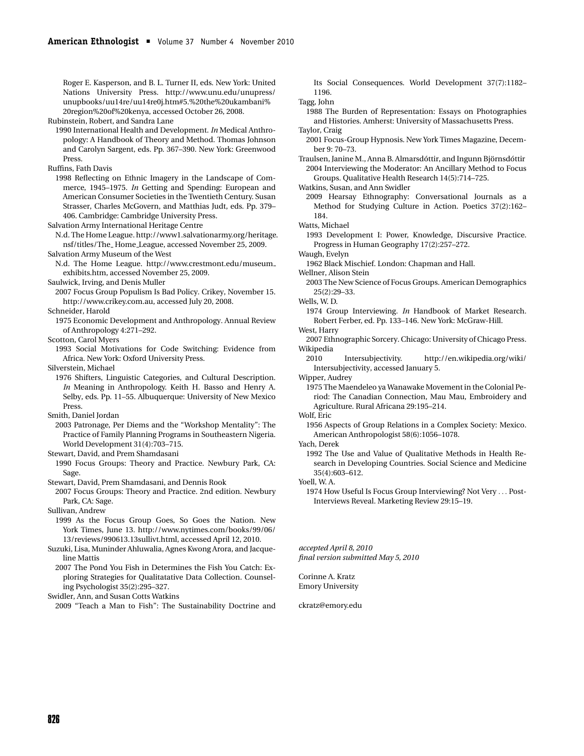Roger E. Kasperson, and B. L. Turner II, eds. New York: United Nations University Press. http://www.unu.edu/unupress/unupbooks/uu14re/uu14re0j.htm#5.%20the%20ukambani%20region%20of%20kenya, accessed October 26, 2008.

Rubinstein, Robert, and Sandra Lane
1990 International Health and Development. *In* Medical Anthropology: A Handbook of Theory and Method. Thomas Johnson and Carolyn Sargent, eds. Pp. 367–390. New York: Greenwood Press.

Ruffins, Fath Davis
1998 Reflecting on Ethnic Imagery in the Landscape of Commerce, 1945–1975. *In* Getting and Spending: European and American Consumer Societies in the Twentieth Century. Susan Strasser, Charles McGovern, and Matthias Judt, eds. Pp. 379–406. Cambridge: Cambridge University Press.

Salvation Army International Heritage Centre
N.d. The Home League. http://www1.salvationarmy.org/heritage.nsf/titles/The_Home_League, accessed November 25, 2009.

Salvation Army Museum of the West
N.d. The Home League. http://www.crestmont.edu/museum_exhibits.htm, accessed November 25, 2009.

Saulwick, Irving, and Denis Muller
2007 Focus Group Populism Is Bad Policy. Crikey, November 15. http://www.crikey.com.au, accessed July 20, 2008.

Schneider, Harold
1975 Economic Development and Anthropology. Annual Review of Anthropology 4:271–292.

Scotton, Carol Myers
1993 Social Motivations for Code Switching: Evidence from Africa. New York: Oxford University Press.

Silverstein, Michael
1976 Shifters, Linguistic Categories, and Cultural Description. *In* Meaning in Anthropology. Keith H. Basso and Henry A. Selby, eds. Pp. 11–55. Albuquerque: University of New Mexico Press.

Smith, Daniel Jordan
2003 Patronage, Per Diems and the "Workshop Mentality": The Practice of Family Planning Programs in Southeastern Nigeria. World Development 31(4):703–715.

Stewart, David, and Prem Shamdasani
1990 Focus Groups: Theory and Practice. Newbury Park, CA: Sage.

Stewart, David, Prem Shamdasani, and Dennis Rook
2007 Focus Groups: Theory and Practice. 2nd edition. Newbury Park, CA: Sage.

Sullivan, Andrew
1999 As the Focus Group Goes, So Goes the Nation. New York Times, June 13. http://www.nytimes.com/books/99/06/13/reviews/990613.13sullivt.html, accessed April 12, 2010.

Suzuki, Lisa, Munider Ahluwalia, Agnes Kwong Arora, and Jacqueline Mattis
2007 The Pond You Fish in Determines the Fish You Catch: Exploring Strategies for Qualitatative Data Collection. Counseling Psychologist 35(2):295–327.

Swidler, Ann, and Susan Cotts Watkins
2009 "Teach a Man to Fish": The Sustainability Doctrine and Its Social Consequences. World Development 37(7):1182–1196.

Tagg, John
1988 The Burden of Representation: Essays on Photographies and Histories. Amherst: University of Massachusetts Press.

Taylor, Craig
2001 Focus-Group Hypnosis. New York Times Magazine, December 9: 70–73.

Traulsen, Janine M., Anna B. Almarsdóttir, and Ingunn Björnsdóttir
2004 Interviewing the Moderator: An Ancillary Method to Focus Groups. Qualitative Health Research 14(5):714–725.

Watkins, Susan, and Ann Swidler
2009 Hearsay Ethnography: Conversational Journals as a Method for Studying Culture in Action. Poetics 37(2):162–184.

Watts, Michael
1993 Development I: Power, Knowledge, Discursive Practice. Progress in Human Geography 17(2):257–272.

Waugh, Evelyn
1962 Black Mischief. London: Chapman and Hall.

Wellner, Alison Stein
2003 The New Science of Focus Groups. American Demographics 25(2):29–33.

Wells, W. D.
1974 Group Interviewing. *In* Handbook of Market Research. Robert Ferber, ed. Pp. 133–146. New York: McGraw-Hill.

West, Harry
2007 Ethnographic Sorcery. Chicago: University of Chicago Press.

Wikipedia
2010 Intersubjectivity. http://en.wikipedia.org/wiki/Intersubjectivity, accessed January 5.

Wipper, Audrey
1975 The Maendeleo ya Wanawake Movement in the Colonial Period: The Canadian Connection, Mau Mau, Embroidery and Agriculture. Rural Africana 29:195–214.

Wolf, Eric
1956 Aspects of Group Relations in a Complex Society: Mexico. American Anthropologist 58(6):1056–1078.

Yach, Derek
1992 The Use and Value of Qualitative Methods in Health Research in Developing Countries. Social Science and Medicine 35(4):603–612.

Yoell, W. A.
1974 How Useful Is Focus Group Interviewing? Not Very . . . Post-Interviews Reveal. Marketing Review 29:15–19.

*accepted April 8, 2010*
*final version submitted May 5, 2010*

Corinne A. Kratz
Emory University

ckratz@emory.edu